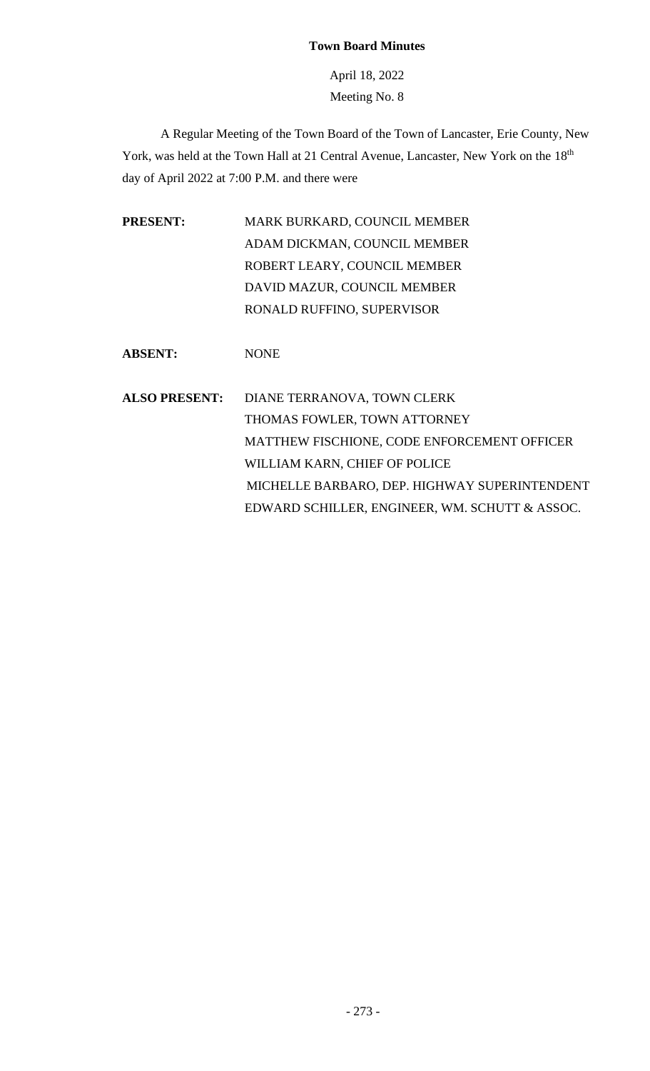# Town Board Minutes

April 18, 2022

Meeting No. 8

A Regular Meeting of the Town Board of the Town of Lancaster, Erie County, New York, was held at the Town Hall at 21 Central Avenue, Lancaster, New York on the 18th day of April 2022 at 7:00 P.M. and there were

| | |
|---|---|
| **PRESENT:** | MARK BURKARD, COUNCIL MEMBER |
| | ADAM DICKMAN, COUNCIL MEMBER |
| | ROBERT LEARY, COUNCIL MEMBER |
| | DAVID MAZUR, COUNCIL MEMBER |
| | RONALD RUFFINO, SUPERVISOR |
| **ABSENT:** | NONE |
| **ALSO PRESENT:** | DIANE TERRANOVA, TOWN CLERK |
| | THOMAS FOWLER, TOWN ATTORNEY |
| | MATTHEW FISCHIONE, CODE ENFORCEMENT OFFICER |
| | WILLIAM KARN, CHIEF OF POLICE |
| | MICHELLE BARBARO, DEP. HIGHWAY SUPERINTENDENT |
| | EDWARD SCHILLER, ENGINEER, WM. SCHUTT & ASSOC. |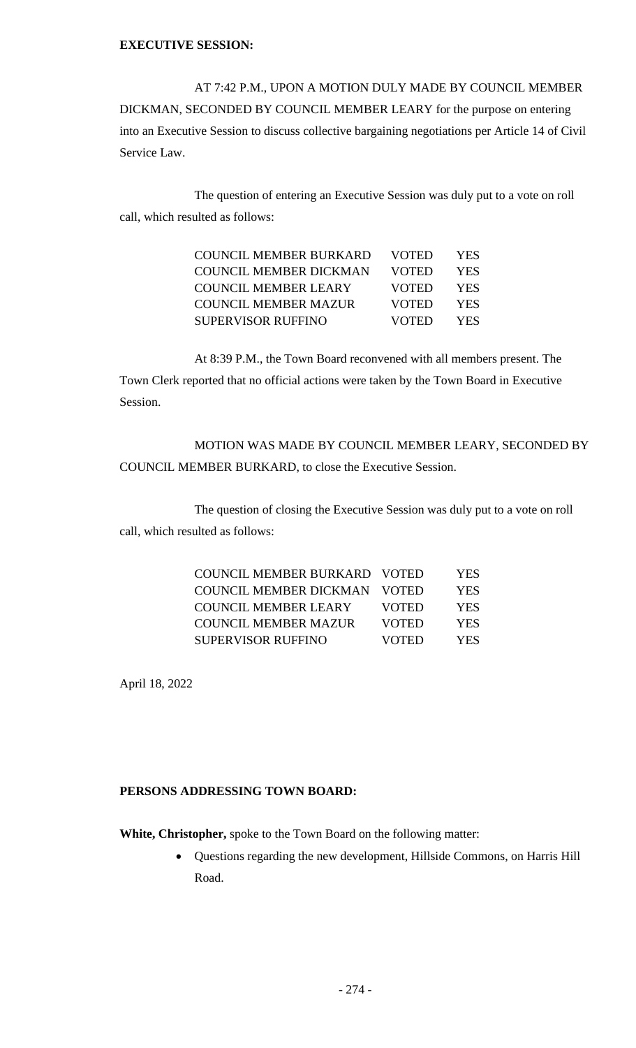**EXECUTIVE SESSION:**

AT 7:42 P.M., UPON A MOTION DULY MADE BY COUNCIL MEMBER DICKMAN, SECONDED BY COUNCIL MEMBER LEARY for the purpose on entering into an Executive Session to discuss collective bargaining negotiations per Article 14 of Civil Service Law.

The question of entering an Executive Session was duly put to a vote on roll call, which resulted as follows:

| | | |
|---|---|---|
| COUNCIL MEMBER BURKARD | VOTED | YES |
| COUNCIL MEMBER DICKMAN | VOTED | YES |
| COUNCIL MEMBER LEARY | VOTED | YES |
| COUNCIL MEMBER MAZUR | VOTED | YES |
| SUPERVISOR RUFFINO | VOTED | YES |

At 8:39 P.M., the Town Board reconvened with all members present. The Town Clerk reported that no official actions were taken by the Town Board in Executive Session.

MOTION WAS MADE BY COUNCIL MEMBER LEARY, SECONDED BY COUNCIL MEMBER BURKARD, to close the Executive Session.

The question of closing the Executive Session was duly put to a vote on roll call, which resulted as follows:

| | | |
|---|---|---|
| COUNCIL MEMBER BURKARD | VOTED | YES |
| COUNCIL MEMBER DICKMAN | VOTED | YES |
| COUNCIL MEMBER LEARY | VOTED | YES |
| COUNCIL MEMBER MAZUR | VOTED | YES |
| SUPERVISOR RUFFINO | VOTED | YES |

April 18, 2022

**PERSONS ADDRESSING TOWN BOARD:**

**White, Christopher,** spoke to the Town Board on the following matter:

- Questions regarding the new development, Hillside Commons, on Harris Hill Road.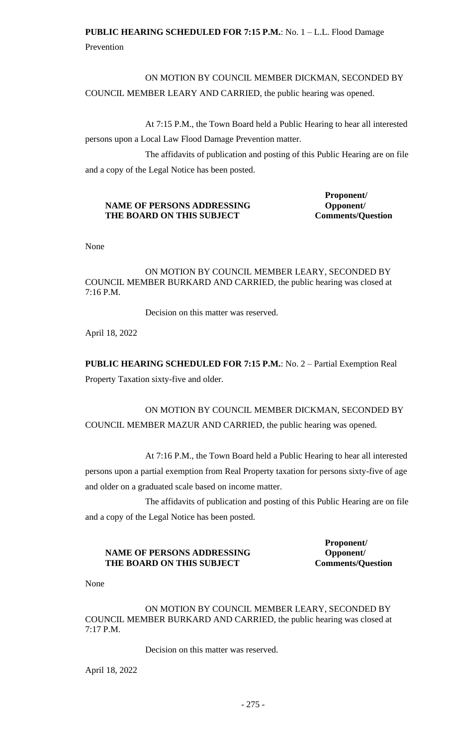**PUBLIC HEARING SCHEDULED FOR 7:15 P.M.**: No. 1 – L.L. Flood Damage Prevention

ON MOTION BY COUNCIL MEMBER DICKMAN, SECONDED BY COUNCIL MEMBER LEARY AND CARRIED, the public hearing was opened.

At 7:15 P.M., the Town Board held a Public Hearing to hear all interested persons upon a Local Law Flood Damage Prevention matter.

The affidavits of publication and posting of this Public Hearing are on file and a copy of the Legal Notice has been posted.

| NAME OF PERSONS ADDRESSING THE BOARD ON THIS SUBJECT | Proponent/ Opponent/ Comments/Question |
|---|---|

None

ON MOTION BY COUNCIL MEMBER LEARY, SECONDED BY COUNCIL MEMBER BURKARD AND CARRIED, the public hearing was closed at 7:16 P.M.

Decision on this matter was reserved.

April 18, 2022

**PUBLIC HEARING SCHEDULED FOR 7:15 P.M.**: No. 2 – Partial Exemption Real Property Taxation sixty-five and older.

ON MOTION BY COUNCIL MEMBER DICKMAN, SECONDED BY COUNCIL MEMBER MAZUR AND CARRIED, the public hearing was opened.

At 7:16 P.M., the Town Board held a Public Hearing to hear all interested persons upon a partial exemption from Real Property taxation for persons sixty-five of age and older on a graduated scale based on income matter.

The affidavits of publication and posting of this Public Hearing are on file and a copy of the Legal Notice has been posted.

| NAME OF PERSONS ADDRESSING THE BOARD ON THIS SUBJECT | Proponent/ Opponent/ Comments/Question |
|---|---|

None

ON MOTION BY COUNCIL MEMBER LEARY, SECONDED BY COUNCIL MEMBER BURKARD AND CARRIED, the public hearing was closed at 7:17 P.M.

Decision on this matter was reserved.

April 18, 2022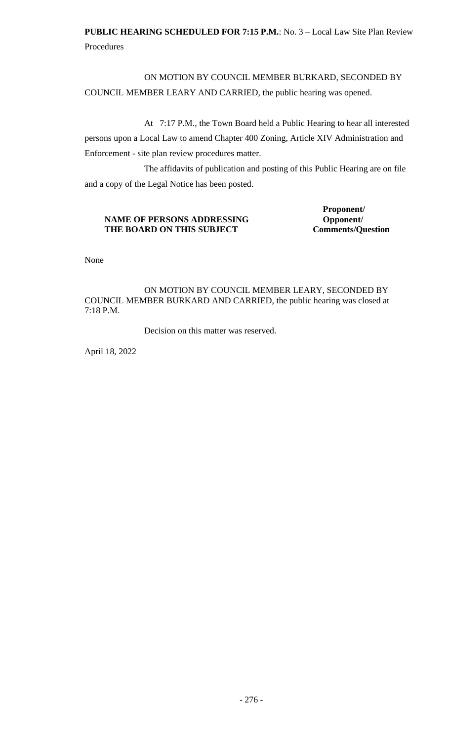**PUBLIC HEARING SCHEDULED FOR 7:15 P.M.**: No. 3 – Local Law Site Plan Review Procedures

ON MOTION BY COUNCIL MEMBER BURKARD, SECONDED BY COUNCIL MEMBER LEARY AND CARRIED, the public hearing was opened.

At 7:17 P.M., the Town Board held a Public Hearing to hear all interested persons upon a Local Law to amend Chapter 400 Zoning, Article XIV Administration and Enforcement - site plan review procedures matter.

The affidavits of publication and posting of this Public Hearing are on file and a copy of the Legal Notice has been posted.

| **NAME OF PERSONS ADDRESSING THE BOARD ON THIS SUBJECT** | **Proponent/ Opponent/ Comments/Question** |
| --- | --- |
| None | |

ON MOTION BY COUNCIL MEMBER LEARY, SECONDED BY COUNCIL MEMBER BURKARD AND CARRIED, the public hearing was closed at 7:18 P.M.

Decision on this matter was reserved.

April 18, 2022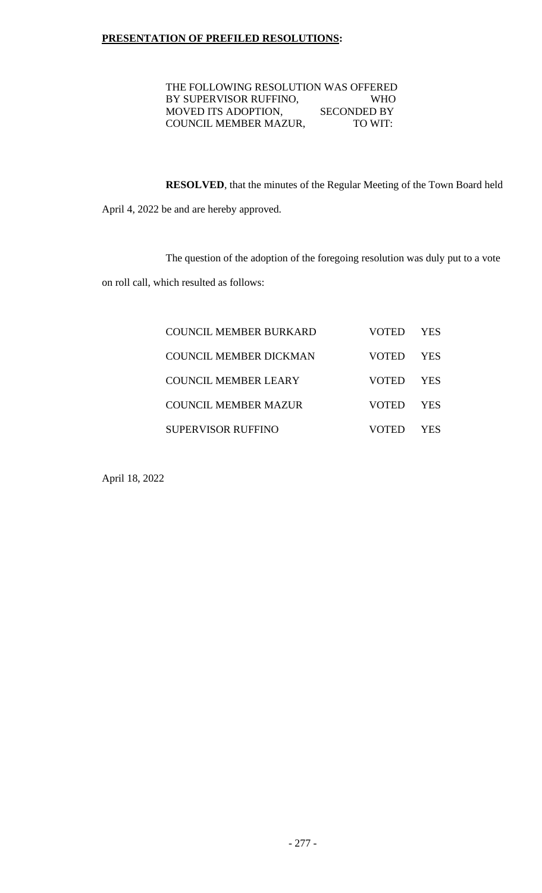**PRESENTATION OF PREFILED RESOLUTIONS:**

THE FOLLOWING RESOLUTION WAS OFFERED BY SUPERVISOR RUFFINO, WHO MOVED ITS ADOPTION, SECONDED BY COUNCIL MEMBER MAZUR, TO WIT:

**RESOLVED**, that the minutes of the Regular Meeting of the Town Board held April 4, 2022 be and are hereby approved.

The question of the adoption of the foregoing resolution was duly put to a vote on roll call, which resulted as follows:

| | | |
|---|---|---|
| COUNCIL MEMBER BURKARD | VOTED | YES |
| COUNCIL MEMBER DICKMAN | VOTED | YES |
| COUNCIL MEMBER LEARY | VOTED | YES |
| COUNCIL MEMBER MAZUR | VOTED | YES |
| SUPERVISOR RUFFINO | VOTED | YES |

April 18, 2022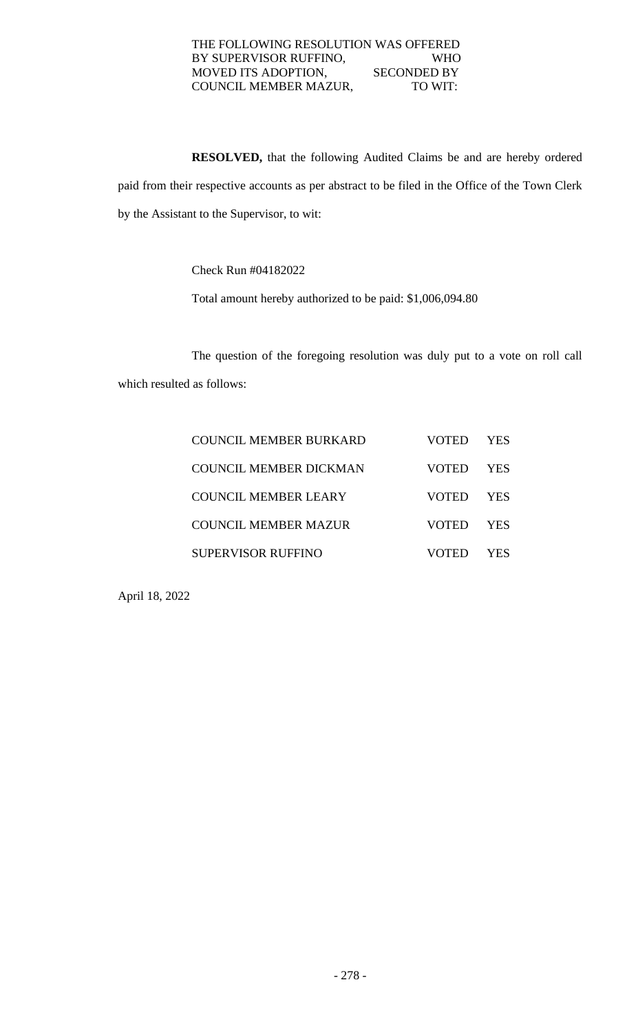THE FOLLOWING RESOLUTION WAS OFFERED BY SUPERVISOR RUFFINO, WHO MOVED ITS ADOPTION, SECONDED BY COUNCIL MEMBER MAZUR, TO WIT:

**RESOLVED,** that the following Audited Claims be and are hereby ordered paid from their respective accounts as per abstract to be filed in the Office of the Town Clerk by the Assistant to the Supervisor, to wit:

Check Run #04182022

Total amount hereby authorized to be paid: $1,006,094.80

The question of the foregoing resolution was duly put to a vote on roll call which resulted as follows:

| | | |
|---|---|---|
| COUNCIL MEMBER BURKARD | VOTED | YES |
| COUNCIL MEMBER DICKMAN | VOTED | YES |
| COUNCIL MEMBER LEARY | VOTED | YES |
| COUNCIL MEMBER MAZUR | VOTED | YES |
| SUPERVISOR RUFFINO | VOTED | YES |

April 18, 2022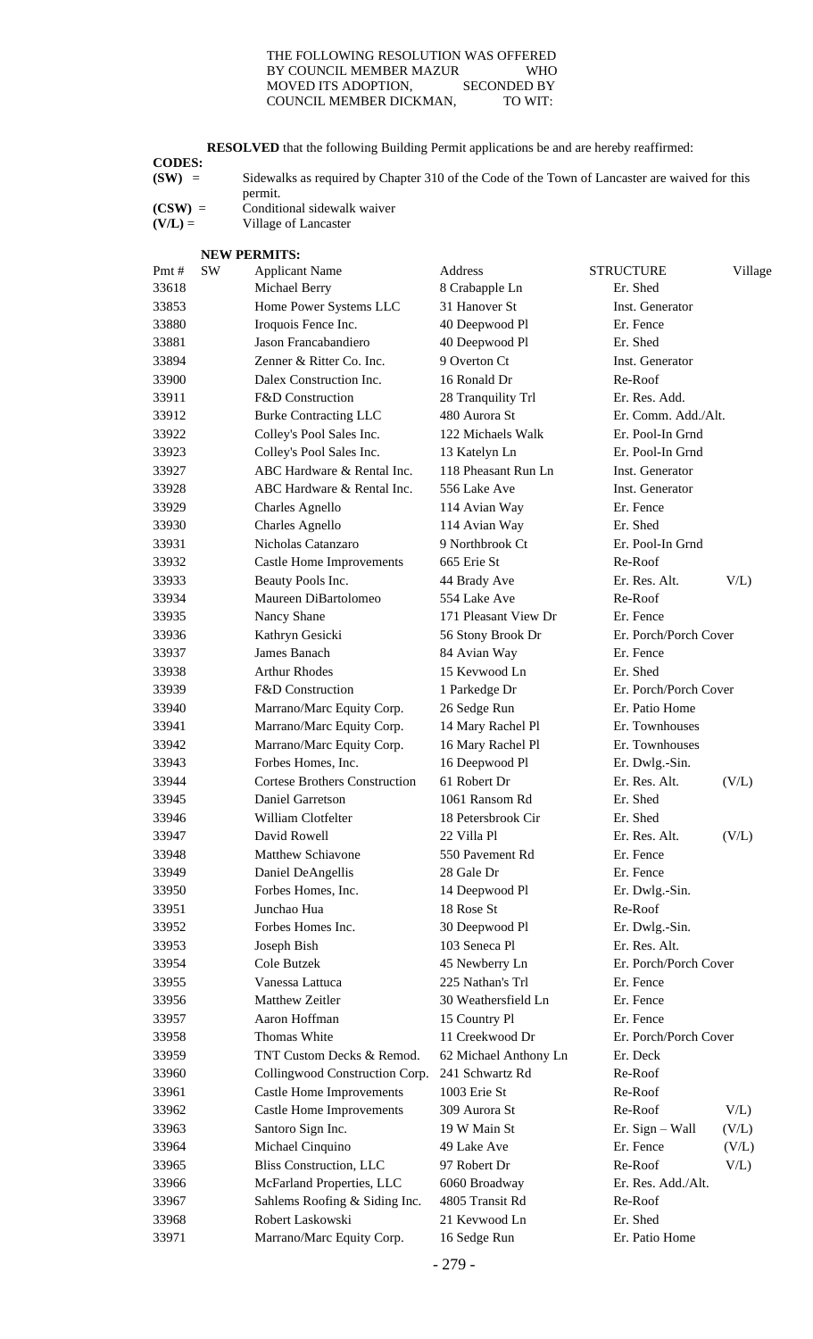THE FOLLOWING RESOLUTION WAS OFFERED BY COUNCIL MEMBER MAZUR WHO MOVED ITS ADOPTION, SECONDED BY COUNCIL MEMBER DICKMAN, TO WIT:

**RESOLVED** that the following Building Permit applications be and are hereby reaffirmed:

**CODES:**

**(SW)** = Sidewalks as required by Chapter 310 of the Code of the Town of Lancaster are waived for this permit.

**(CSW)** = Conditional sidewalk waiver

**(V/L)** = Village of Lancaster

**NEW PERMITS:**

| Pmt # | SW | Applicant Name | Address | STRUCTURE | Village |
|---|---|---|---|---|---|
| 33618 | | Michael Berry | 8 Crabapple Ln | Er. Shed | |
| 33853 | | Home Power Systems LLC | 31 Hanover St | Inst. Generator | |
| 33880 | | Iroquois Fence Inc. | 40 Deepwood Pl | Er. Fence | |
| 33881 | | Jason Francabandiero | 40 Deepwood Pl | Er. Shed | |
| 33894 | | Zenner & Ritter Co. Inc. | 9 Overton Ct | Inst. Generator | |
| 33900 | | Dalex Construction Inc. | 16 Ronald Dr | Re-Roof | |
| 33911 | | F&D Construction | 28 Tranquility Trl | Er. Res. Add. | |
| 33912 | | Burke Contracting LLC | 480 Aurora St | Er. Comm. Add./Alt. | |
| 33922 | | Colley's Pool Sales Inc. | 122 Michaels Walk | Er. Pool-In Grnd | |
| 33923 | | Colley's Pool Sales Inc. | 13 Katelyn Ln | Er. Pool-In Grnd | |
| 33927 | | ABC Hardware & Rental Inc. | 118 Pheasant Run Ln | Inst. Generator | |
| 33928 | | ABC Hardware & Rental Inc. | 556 Lake Ave | Inst. Generator | |
| 33929 | | Charles Agnello | 114 Avian Way | Er. Fence | |
| 33930 | | Charles Agnello | 114 Avian Way | Er. Shed | |
| 33931 | | Nicholas Catanzaro | 9 Northbrook Ct | Er. Pool-In Grnd | |
| 33932 | | Castle Home Improvements | 665 Erie St | Re-Roof | |
| 33933 | | Beauty Pools Inc. | 44 Brady Ave | Er. Res. Alt. | V/L) |
| 33934 | | Maureen DiBartolomeo | 554 Lake Ave | Re-Roof | |
| 33935 | | Nancy Shane | 171 Pleasant View Dr | Er. Fence | |
| 33936 | | Kathryn Gesicki | 56 Stony Brook Dr | Er. Porch/Porch Cover | |
| 33937 | | James Banach | 84 Avian Way | Er. Fence | |
| 33938 | | Arthur Rhodes | 15 Kevwood Ln | Er. Shed | |
| 33939 | | F&D Construction | 1 Parkedge Dr | Er. Porch/Porch Cover | |
| 33940 | | Marrano/Marc Equity Corp. | 26 Sedge Run | Er. Patio Home | |
| 33941 | | Marrano/Marc Equity Corp. | 14 Mary Rachel Pl | Er. Townhouses | |
| 33942 | | Marrano/Marc Equity Corp. | 16 Mary Rachel Pl | Er. Townhouses | |
| 33943 | | Forbes Homes, Inc. | 16 Deepwood Pl | Er. Dwlg.-Sin. | |
| 33944 | | Cortese Brothers Construction | 61 Robert Dr | Er. Res. Alt. | (V/L) |
| 33945 | | Daniel Garretson | 1061 Ransom Rd | Er. Shed | |
| 33946 | | William Clotfelter | 18 Petersbrook Cir | Er. Shed | |
| 33947 | | David Rowell | 22 Villa Pl | Er. Res. Alt. | (V/L) |
| 33948 | | Matthew Schiavone | 550 Pavement Rd | Er. Fence | |
| 33949 | | Daniel DeAngellis | 28 Gale Dr | Er. Fence | |
| 33950 | | Forbes Homes, Inc. | 14 Deepwood Pl | Er. Dwlg.-Sin. | |
| 33951 | | Junchao Hua | 18 Rose St | Re-Roof | |
| 33952 | | Forbes Homes Inc. | 30 Deepwood Pl | Er. Dwlg.-Sin. | |
| 33953 | | Joseph Bish | 103 Seneca Pl | Er. Res. Alt. | |
| 33954 | | Cole Butzek | 45 Newberry Ln | Er. Porch/Porch Cover | |
| 33955 | | Vanessa Lattuca | 225 Nathan's Trl | Er. Fence | |
| 33956 | | Matthew Zeitler | 30 Weathersfield Ln | Er. Fence | |
| 33957 | | Aaron Hoffman | 15 Country Pl | Er. Fence | |
| 33958 | | Thomas White | 11 Creekwood Dr | Er. Porch/Porch Cover | |
| 33959 | | TNT Custom Decks & Remod. | 62 Michael Anthony Ln | Er. Deck | |
| 33960 | | Collingwood Construction Corp. | 241 Schwartz Rd | Re-Roof | |
| 33961 | | Castle Home Improvements | 1003 Erie St | Re-Roof | |
| 33962 | | Castle Home Improvements | 309 Aurora St | Re-Roof | V/L) |
| 33963 | | Santoro Sign Inc. | 19 W Main St | Er. Sign – Wall | (V/L) |
| 33964 | | Michael Cinquino | 49 Lake Ave | Er. Fence | (V/L) |
| 33965 | | Bliss Construction, LLC | 97 Robert Dr | Re-Roof | V/L) |
| 33966 | | McFarland Properties, LLC | 6060 Broadway | Er. Res. Add./Alt. | |
| 33967 | | Sahlems Roofing & Siding Inc. | 4805 Transit Rd | Re-Roof | |
| 33968 | | Robert Laskowski | 21 Kevwood Ln | Er. Shed | |
| 33971 | | Marrano/Marc Equity Corp. | 16 Sedge Run | Er. Patio Home | |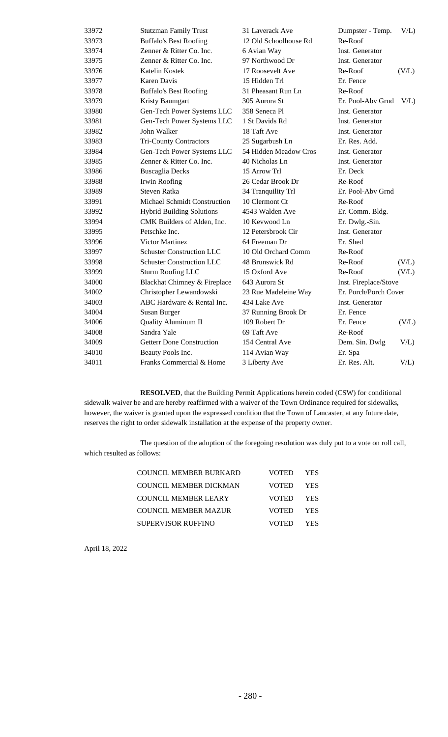| | | | | |
|---|---|---|---|---|
| 33972 | Stutzman Family Trust | 31 Laverack Ave | Dumpster - Temp. | V/L) |
| 33973 | Buffalo's Best Roofing | 12 Old Schoolhouse Rd | Re-Roof | |
| 33974 | Zenner & Ritter Co. Inc. | 6 Avian Way | Inst. Generator | |
| 33975 | Zenner & Ritter Co. Inc. | 97 Northwood Dr | Inst. Generator | |
| 33976 | Katelin Kostek | 17 Roosevelt Ave | Re-Roof | (V/L) |
| 33977 | Karen Davis | 15 Hidden Trl | Er. Fence | |
| 33978 | Buffalo's Best Roofing | 31 Pheasant Run Ln | Re-Roof | |
| 33979 | Kristy Baumgart | 305 Aurora St | Er. Pool-Abv Grnd | V/L) |
| 33980 | Gen-Tech Power Systems LLC | 358 Seneca Pl | Inst. Generator | |
| 33981 | Gen-Tech Power Systems LLC | 1 St Davids Rd | Inst. Generator | |
| 33982 | John Walker | 18 Taft Ave | Inst. Generator | |
| 33983 | Tri-County Contractors | 25 Sugarbush Ln | Er. Res. Add. | |
| 33984 | Gen-Tech Power Systems LLC | 54 Hidden Meadow Cros | Inst. Generator | |
| 33985 | Zenner & Ritter Co. Inc. | 40 Nicholas Ln | Inst. Generator | |
| 33986 | Buscaglia Decks | 15 Arrow Trl | Er. Deck | |
| 33988 | Irwin Roofing | 26 Cedar Brook Dr | Re-Roof | |
| 33989 | Steven Ratka | 34 Tranquility Trl | Er. Pool-Abv Grnd | |
| 33991 | Michael Schmidt Construction | 10 Clermont Ct | Re-Roof | |
| 33992 | Hybrid Building Solutions | 4543 Walden Ave | Er. Comm. Bldg. | |
| 33994 | CMK Builders of Alden, Inc. | 10 Kevwood Ln | Er. Dwlg.-Sin. | |
| 33995 | Petschke Inc. | 12 Petersbrook Cir | Inst. Generator | |
| 33996 | Victor Martinez | 64 Freeman Dr | Er. Shed | |
| 33997 | Schuster Construction LLC | 10 Old Orchard Comm | Re-Roof | |
| 33998 | Schuster Construction LLC | 48 Brunswick Rd | Re-Roof | (V/L) |
| 33999 | Sturm Roofing LLC | 15 Oxford Ave | Re-Roof | (V/L) |
| 34000 | Blackhat Chimney & Fireplace | 643 Aurora St | Inst. Fireplace/Stove | |
| 34002 | Christopher Lewandowski | 23 Rue Madeleine Way | Er. Porch/Porch Cover | |
| 34003 | ABC Hardware & Rental Inc. | 434 Lake Ave | Inst. Generator | |
| 34004 | Susan Burger | 37 Running Brook Dr | Er. Fence | |
| 34006 | Quality Aluminum II | 109 Robert Dr | Er. Fence | (V/L) |
| 34008 | Sandra Yale | 69 Taft Ave | Re-Roof | |
| 34009 | Getterr Done Construction | 154 Central Ave | Dem. Sin. Dwlg | V/L) |
| 34010 | Beauty Pools Inc. | 114 Avian Way | Er. Spa | |
| 34011 | Franks Commercial & Home | 3 Liberty Ave | Er. Res. Alt. | V/L) |

**RESOLVED**, that the Building Permit Applications herein coded (CSW) for conditional sidewalk waiver be and are hereby reaffirmed with a waiver of the Town Ordinance required for sidewalks, however, the waiver is granted upon the expressed condition that the Town of Lancaster, at any future date, reserves the right to order sidewalk installation at the expense of the property owner.

The question of the adoption of the foregoing resolution was duly put to a vote on roll call, which resulted as follows:

| | | |
|---|---|---|
| COUNCIL MEMBER BURKARD | VOTED | YES |
| COUNCIL MEMBER DICKMAN | VOTED | YES |
| COUNCIL MEMBER LEARY | VOTED | YES |
| COUNCIL MEMBER MAZUR | VOTED | YES |
| SUPERVISOR RUFFINO | VOTED | YES |

April 18, 2022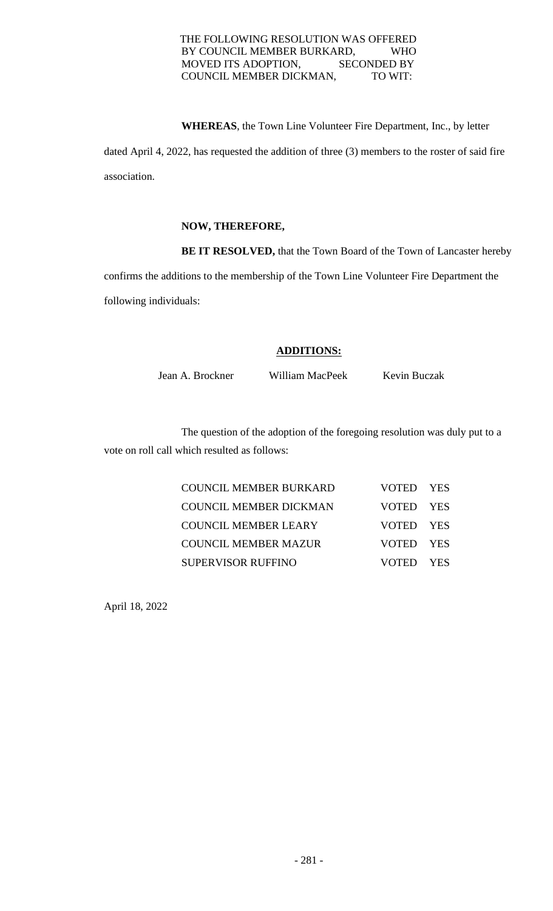THE FOLLOWING RESOLUTION WAS OFFERED BY COUNCIL MEMBER BURKARD, WHO MOVED ITS ADOPTION, SECONDED BY COUNCIL MEMBER DICKMAN, TO WIT:

**WHEREAS**, the Town Line Volunteer Fire Department, Inc., by letter dated April 4, 2022, has requested the addition of three (3) members to the roster of said fire association.

**NOW, THEREFORE,**

**BE IT RESOLVED,** that the Town Board of the Town of Lancaster hereby confirms the additions to the membership of the Town Line Volunteer Fire Department the following individuals:

**ADDITIONS:**

Jean A. Brockner    William MacPeek    Kevin Buczak

The question of the adoption of the foregoing resolution was duly put to a vote on roll call which resulted as follows:

| | |
|---|---|
| COUNCIL MEMBER BURKARD | VOTED YES |
| COUNCIL MEMBER DICKMAN | VOTED YES |
| COUNCIL MEMBER LEARY | VOTED YES |
| COUNCIL MEMBER MAZUR | VOTED YES |
| SUPERVISOR RUFFINO | VOTED YES |

April 18, 2022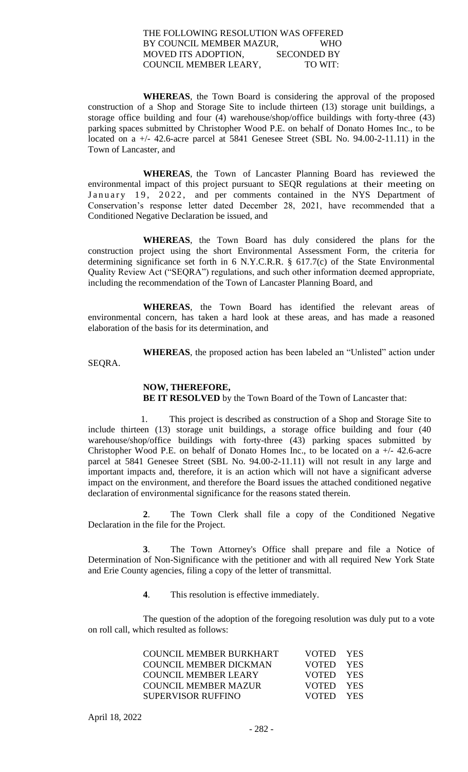THE FOLLOWING RESOLUTION WAS OFFERED BY COUNCIL MEMBER MAZUR, WHO MOVED ITS ADOPTION, SECONDED BY COUNCIL MEMBER LEARY, TO WIT:

**WHEREAS**, the Town Board is considering the approval of the proposed construction of a Shop and Storage Site to include thirteen (13) storage unit buildings, a storage office building and four (4) warehouse/shop/office buildings with forty-three (43) parking spaces submitted by Christopher Wood P.E. on behalf of Donato Homes Inc., to be located on a +/- 42.6-acre parcel at 5841 Genesee Street (SBL No. 94.00-2-11.11) in the Town of Lancaster, and

**WHEREAS**, the Town of Lancaster Planning Board has reviewed the environmental impact of this project pursuant to SEQR regulations at their meeting on January 19, 2022, and per comments contained in the NYS Department of Conservation's response letter dated December 28, 2021, have recommended that a Conditioned Negative Declaration be issued, and

**WHEREAS**, the Town Board has duly considered the plans for the construction project using the short Environmental Assessment Form, the criteria for determining significance set forth in 6 N.Y.C.R.R. § 617.7(c) of the State Environmental Quality Review Act ("SEQRA") regulations, and such other information deemed appropriate, including the recommendation of the Town of Lancaster Planning Board, and

**WHEREAS**, the Town Board has identified the relevant areas of environmental concern, has taken a hard look at these areas, and has made a reasoned elaboration of the basis for its determination, and

**WHEREAS**, the proposed action has been labeled an "Unlisted" action under SEQRA.

**NOW, THEREFORE,**
**BE IT RESOLVED** by the Town Board of the Town of Lancaster that:

1. This project is described as construction of a Shop and Storage Site to include thirteen (13) storage unit buildings, a storage office building and four (40 warehouse/shop/office buildings with forty-three (43) parking spaces submitted by Christopher Wood P.E. on behalf of Donato Homes Inc., to be located on a +/- 42.6-acre parcel at 5841 Genesee Street (SBL No. 94.00-2-11.11) will not result in any large and important impacts and, therefore, it is an action which will not have a significant adverse impact on the environment, and therefore the Board issues the attached conditioned negative declaration of environmental significance for the reasons stated therein.

**2**. The Town Clerk shall file a copy of the Conditioned Negative Declaration in the file for the Project.

**3**. The Town Attorney's Office shall prepare and file a Notice of Determination of Non-Significance with the petitioner and with all required New York State and Erie County agencies, filing a copy of the letter of transmittal.

**4**. This resolution is effective immediately.

The question of the adoption of the foregoing resolution was duly put to a vote on roll call, which resulted as follows:

| | |
|---|---|
| COUNCIL MEMBER BURKHART | VOTED YES |
| COUNCIL MEMBER DICKMAN | VOTED YES |
| COUNCIL MEMBER LEARY | VOTED YES |
| COUNCIL MEMBER MAZUR | VOTED YES |
| SUPERVISOR RUFFINO | VOTED YES |

April 18, 2022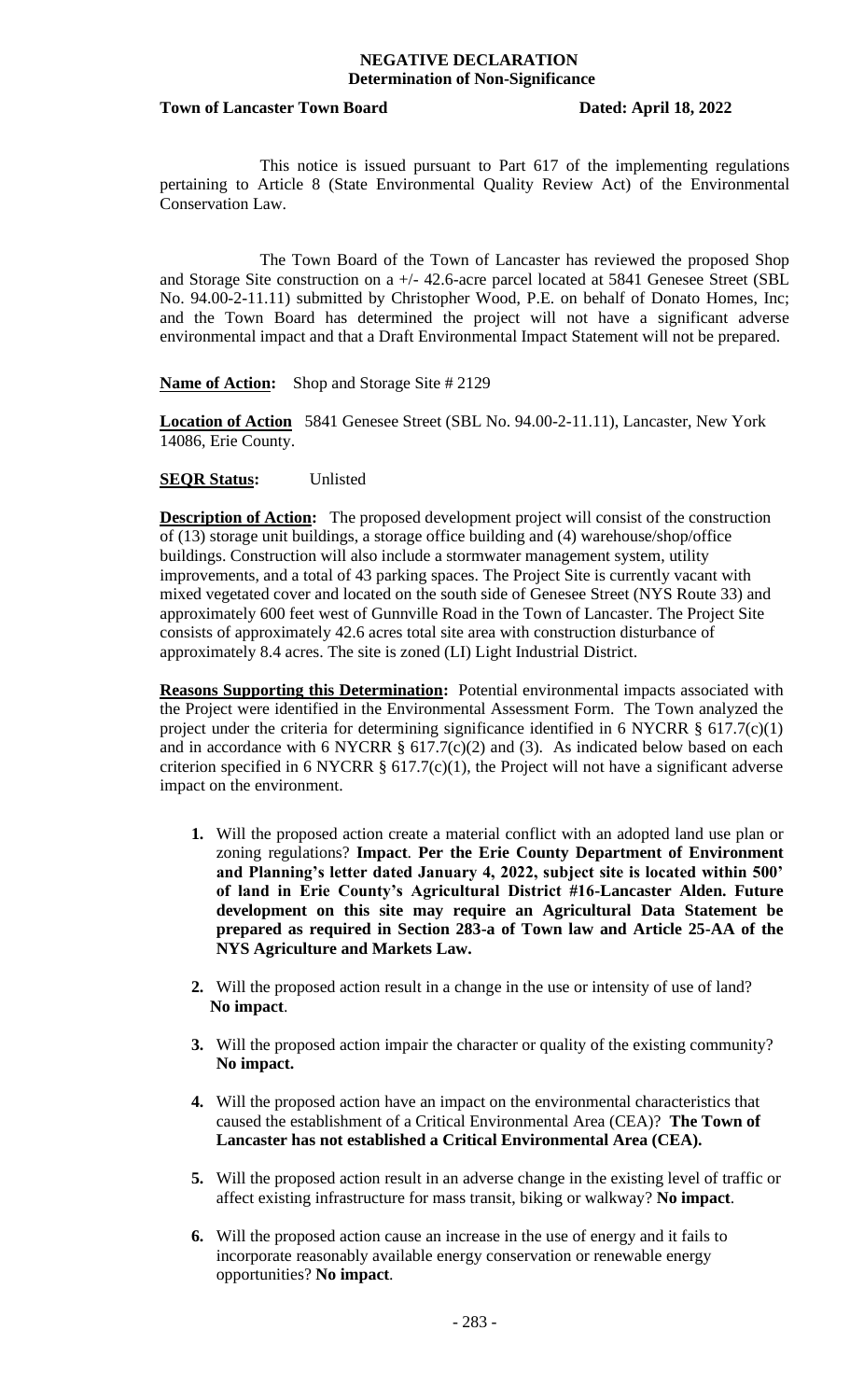# NEGATIVE DECLARATION
## Determination of Non-Significance

**Town of Lancaster Town Board** **Dated: April 18, 2022**

This notice is issued pursuant to Part 617 of the implementing regulations pertaining to Article 8 (State Environmental Quality Review Act) of the Environmental Conservation Law.

The Town Board of the Town of Lancaster has reviewed the proposed Shop and Storage Site construction on a +/- 42.6-acre parcel located at 5841 Genesee Street (SBL No. 94.00-2-11.11) submitted by Christopher Wood, P.E. on behalf of Donato Homes, Inc; and the Town Board has determined the project will not have a significant adverse environmental impact and that a Draft Environmental Impact Statement will not be prepared.

**Name of Action:** Shop and Storage Site # 2129

**Location of Action** 5841 Genesee Street (SBL No. 94.00-2-11.11), Lancaster, New York 14086, Erie County.

**SEQR Status:** Unlisted

**Description of Action:** The proposed development project will consist of the construction of (13) storage unit buildings, a storage office building and (4) warehouse/shop/office buildings. Construction will also include a stormwater management system, utility improvements, and a total of 43 parking spaces. The Project Site is currently vacant with mixed vegetated cover and located on the south side of Genesee Street (NYS Route 33) and approximately 600 feet west of Gunnville Road in the Town of Lancaster. The Project Site consists of approximately 42.6 acres total site area with construction disturbance of approximately 8.4 acres. The site is zoned (LI) Light Industrial District.

**Reasons Supporting this Determination:** Potential environmental impacts associated with the Project were identified in the Environmental Assessment Form. The Town analyzed the project under the criteria for determining significance identified in 6 NYCRR § 617.7(c)(1) and in accordance with 6 NYCRR § 617.7(c)(2) and (3). As indicated below based on each criterion specified in 6 NYCRR § 617.7(c)(1), the Project will not have a significant adverse impact on the environment.

1. Will the proposed action create a material conflict with an adopted land use plan or zoning regulations? **Impact**. **Per the Erie County Department of Environment and Planning's letter dated January 4, 2022, subject site is located within 500' of land in Erie County's Agricultural District #16-Lancaster Alden. Future development on this site may require an Agricultural Data Statement be prepared as required in Section 283-a of Town law and Article 25-AA of the NYS Agriculture and Markets Law.**

2. Will the proposed action result in a change in the use or intensity of use of land? **No impact**.

3. Will the proposed action impair the character or quality of the existing community? **No impact.**

4. Will the proposed action have an impact on the environmental characteristics that caused the establishment of a Critical Environmental Area (CEA)? **The Town of Lancaster has not established a Critical Environmental Area (CEA).**

5. Will the proposed action result in an adverse change in the existing level of traffic or affect existing infrastructure for mass transit, biking or walkway? **No impact**.

6. Will the proposed action cause an increase in the use of energy and it fails to incorporate reasonably available energy conservation or renewable energy opportunities? **No impact**.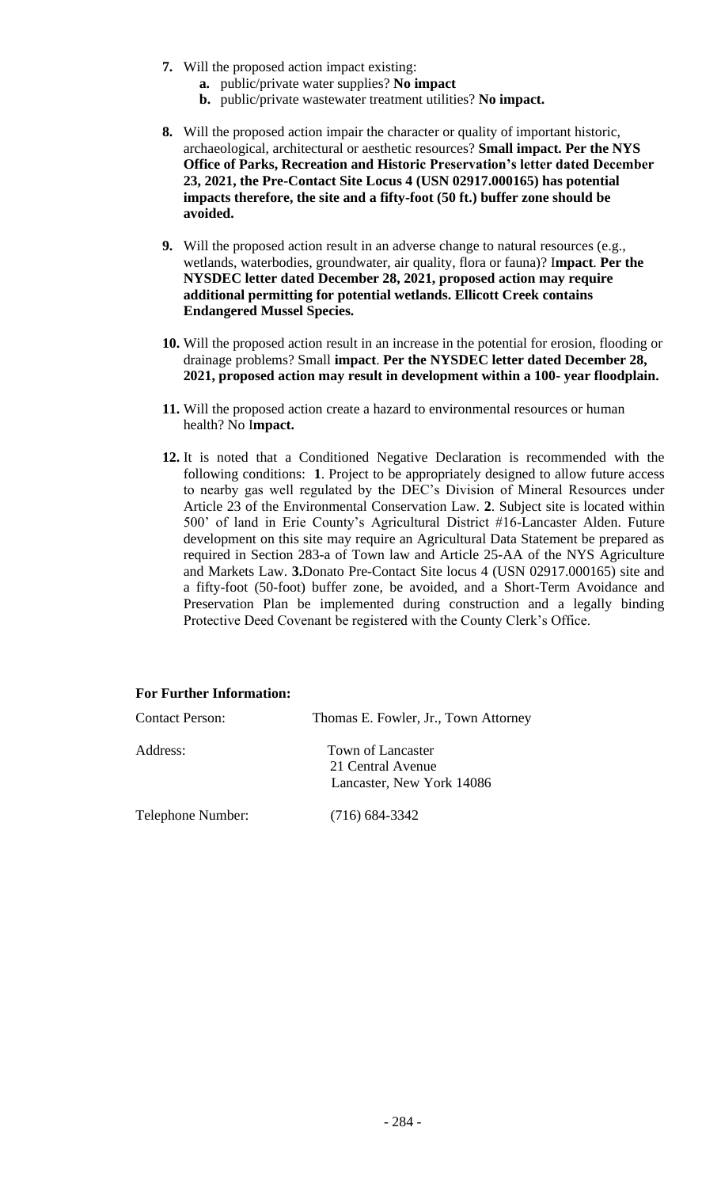7. Will the proposed action impact existing:
    a. public/private water supplies? **No impact**
    b. public/private wastewater treatment utilities? **No impact.**

8. Will the proposed action impair the character or quality of important historic, archaeological, architectural or aesthetic resources? **Small impact. Per the NYS Office of Parks, Recreation and Historic Preservation's letter dated December 23, 2021, the Pre-Contact Site Locus 4 (USN 02917.000165) has potential impacts therefore, the site and a fifty-foot (50 ft.) buffer zone should be avoided.**

9. Will the proposed action result in an adverse change to natural resources (e.g., wetlands, waterbodies, groundwater, air quality, flora or fauna)? I**mpact**. **Per the NYSDEC letter dated December 28, 2021, proposed action may require additional permitting for potential wetlands. Ellicott Creek contains Endangered Mussel Species.**

10. Will the proposed action result in an increase in the potential for erosion, flooding or drainage problems? Small **impact**. **Per the NYSDEC letter dated December 28, 2021, proposed action may result in development within a 100- year floodplain.**

11. Will the proposed action create a hazard to environmental resources or human health? No I**mpact.**

12. It is noted that a Conditioned Negative Declaration is recommended with the following conditions: **1**. Project to be appropriately designed to allow future access to nearby gas well regulated by the DEC's Division of Mineral Resources under Article 23 of the Environmental Conservation Law. **2**. Subject site is located within 500' of land in Erie County's Agricultural District #16-Lancaster Alden. Future development on this site may require an Agricultural Data Statement be prepared as required in Section 283-a of Town law and Article 25-AA of the NYS Agriculture and Markets Law. **3.**Donato Pre-Contact Site locus 4 (USN 02917.000165) site and a fifty-foot (50-foot) buffer zone, be avoided, and a Short-Term Avoidance and Preservation Plan be implemented during construction and a legally binding Protective Deed Covenant be registered with the County Clerk's Office.

**For Further Information:**

Contact Person: Thomas E. Fowler, Jr., Town Attorney

Address: Town of Lancaster
21 Central Avenue
Lancaster, New York 14086

Telephone Number: (716) 684-3342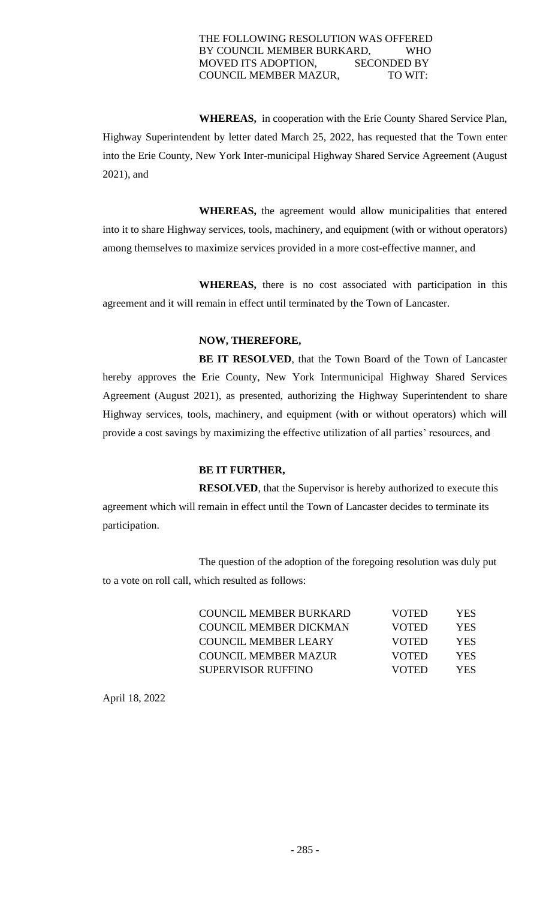THE FOLLOWING RESOLUTION WAS OFFERED BY COUNCIL MEMBER BURKARD, WHO MOVED ITS ADOPTION, SECONDED BY COUNCIL MEMBER MAZUR, TO WIT:

**WHEREAS,** in cooperation with the Erie County Shared Service Plan, Highway Superintendent by letter dated March 25, 2022, has requested that the Town enter into the Erie County, New York Inter-municipal Highway Shared Service Agreement (August 2021), and

**WHEREAS,** the agreement would allow municipalities that entered into it to share Highway services, tools, machinery, and equipment (with or without operators) among themselves to maximize services provided in a more cost-effective manner, and

**WHEREAS,** there is no cost associated with participation in this agreement and it will remain in effect until terminated by the Town of Lancaster.

**NOW, THEREFORE,**

**BE IT RESOLVED**, that the Town Board of the Town of Lancaster hereby approves the Erie County, New York Intermunicipal Highway Shared Services Agreement (August 2021), as presented, authorizing the Highway Superintendent to share Highway services, tools, machinery, and equipment (with or without operators) which will provide a cost savings by maximizing the effective utilization of all parties' resources, and

**BE IT FURTHER,**

**RESOLVED**, that the Supervisor is hereby authorized to execute this agreement which will remain in effect until the Town of Lancaster decides to terminate its participation.

The question of the adoption of the foregoing resolution was duly put to a vote on roll call, which resulted as follows:

| | | |
|---|---|---|
| COUNCIL MEMBER BURKARD | VOTED | YES |
| COUNCIL MEMBER DICKMAN | VOTED | YES |
| COUNCIL MEMBER LEARY | VOTED | YES |
| COUNCIL MEMBER MAZUR | VOTED | YES |
| SUPERVISOR RUFFINO | VOTED | YES |

April 18, 2022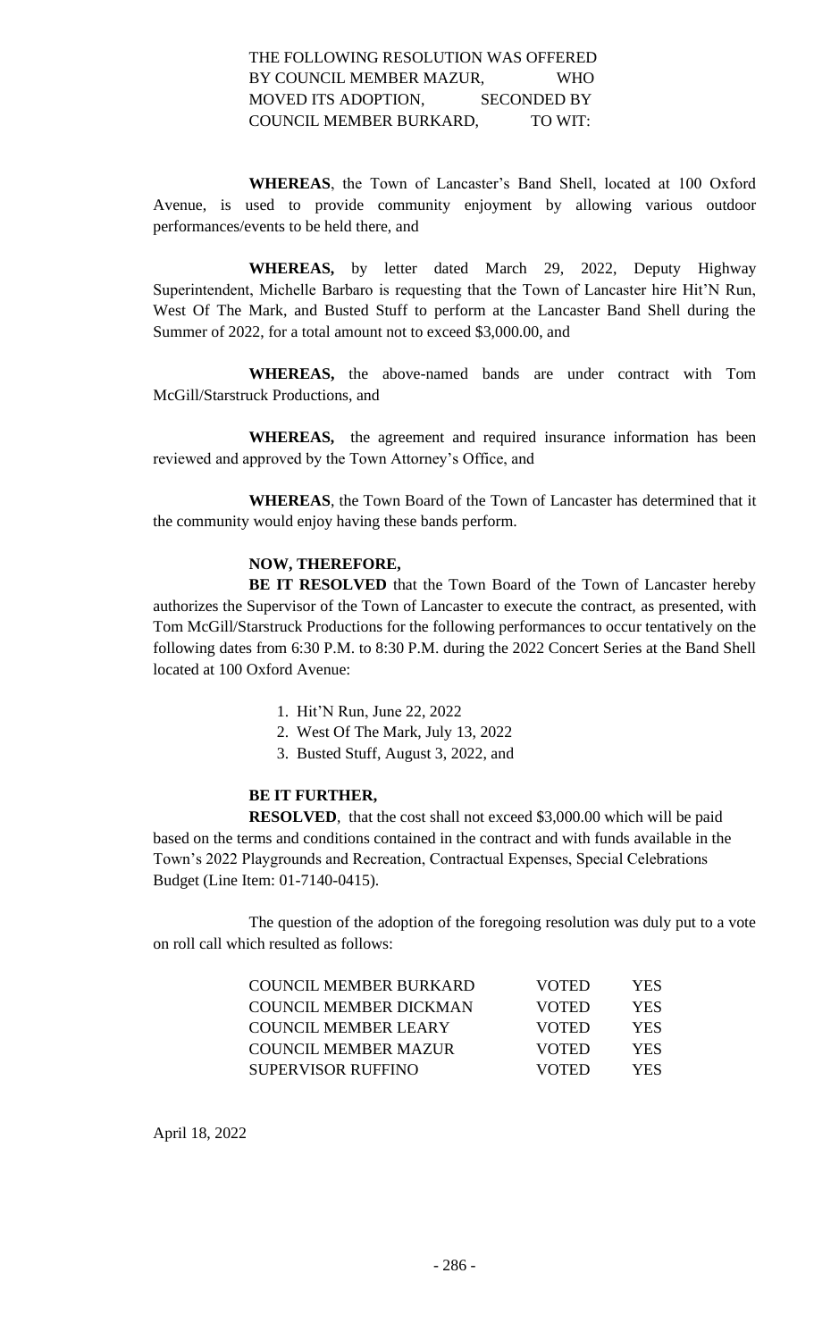THE FOLLOWING RESOLUTION WAS OFFERED BY COUNCIL MEMBER MAZUR, WHO MOVED ITS ADOPTION, SECONDED BY COUNCIL MEMBER BURKARD, TO WIT:

**WHEREAS**, the Town of Lancaster's Band Shell, located at 100 Oxford Avenue, is used to provide community enjoyment by allowing various outdoor performances/events to be held there, and

**WHEREAS,** by letter dated March 29, 2022, Deputy Highway Superintendent, Michelle Barbaro is requesting that the Town of Lancaster hire Hit'N Run, West Of The Mark, and Busted Stuff to perform at the Lancaster Band Shell during the Summer of 2022, for a total amount not to exceed $3,000.00, and

**WHEREAS,** the above-named bands are under contract with Tom McGill/Starstruck Productions, and

**WHEREAS,** the agreement and required insurance information has been reviewed and approved by the Town Attorney's Office, and

**WHEREAS**, the Town Board of the Town of Lancaster has determined that it the community would enjoy having these bands perform.

**NOW, THEREFORE,**

**BE IT RESOLVED** that the Town Board of the Town of Lancaster hereby authorizes the Supervisor of the Town of Lancaster to execute the contract, as presented, with Tom McGill/Starstruck Productions for the following performances to occur tentatively on the following dates from 6:30 P.M. to 8:30 P.M. during the 2022 Concert Series at the Band Shell located at 100 Oxford Avenue:

1. Hit'N Run, June 22, 2022
2. West Of The Mark, July 13, 2022
3. Busted Stuff, August 3, 2022, and

**BE IT FURTHER,**

**RESOLVED**, that the cost shall not exceed $3,000.00 which will be paid based on the terms and conditions contained in the contract and with funds available in the Town's 2022 Playgrounds and Recreation, Contractual Expenses, Special Celebrations Budget (Line Item: 01-7140-0415).

The question of the adoption of the foregoing resolution was duly put to a vote on roll call which resulted as follows:

| | | |
|---|---|---|
| COUNCIL MEMBER BURKARD | VOTED | YES |
| COUNCIL MEMBER DICKMAN | VOTED | YES |
| COUNCIL MEMBER LEARY | VOTED | YES |
| COUNCIL MEMBER MAZUR | VOTED | YES |
| SUPERVISOR RUFFINO | VOTED | YES |

April 18, 2022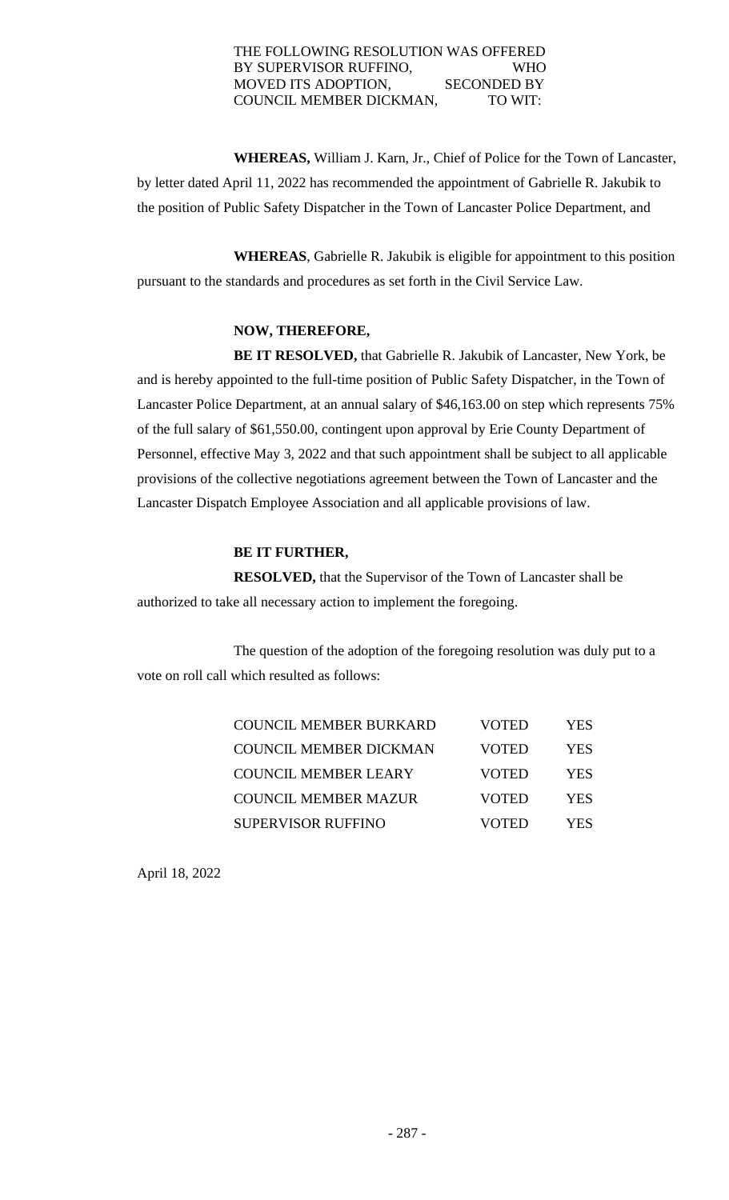THE FOLLOWING RESOLUTION WAS OFFERED BY SUPERVISOR RUFFINO, WHO MOVED ITS ADOPTION, SECONDED BY COUNCIL MEMBER DICKMAN, TO WIT:

**WHEREAS,** William J. Karn, Jr., Chief of Police for the Town of Lancaster, by letter dated April 11, 2022 has recommended the appointment of Gabrielle R. Jakubik to the position of Public Safety Dispatcher in the Town of Lancaster Police Department, and

**WHEREAS**, Gabrielle R. Jakubik is eligible for appointment to this position pursuant to the standards and procedures as set forth in the Civil Service Law.

**NOW, THEREFORE,**

**BE IT RESOLVED,** that Gabrielle R. Jakubik of Lancaster, New York, be and is hereby appointed to the full-time position of Public Safety Dispatcher, in the Town of Lancaster Police Department, at an annual salary of $46,163.00 on step which represents 75% of the full salary of $61,550.00, contingent upon approval by Erie County Department of Personnel, effective May 3, 2022 and that such appointment shall be subject to all applicable provisions of the collective negotiations agreement between the Town of Lancaster and the Lancaster Dispatch Employee Association and all applicable provisions of law.

**BE IT FURTHER,**

**RESOLVED,** that the Supervisor of the Town of Lancaster shall be authorized to take all necessary action to implement the foregoing.

The question of the adoption of the foregoing resolution was duly put to a vote on roll call which resulted as follows:

| | | |
|---|---|---|
| COUNCIL MEMBER BURKARD | VOTED | YES |
| COUNCIL MEMBER DICKMAN | VOTED | YES |
| COUNCIL MEMBER LEARY | VOTED | YES |
| COUNCIL MEMBER MAZUR | VOTED | YES |
| SUPERVISOR RUFFINO | VOTED | YES |

April 18, 2022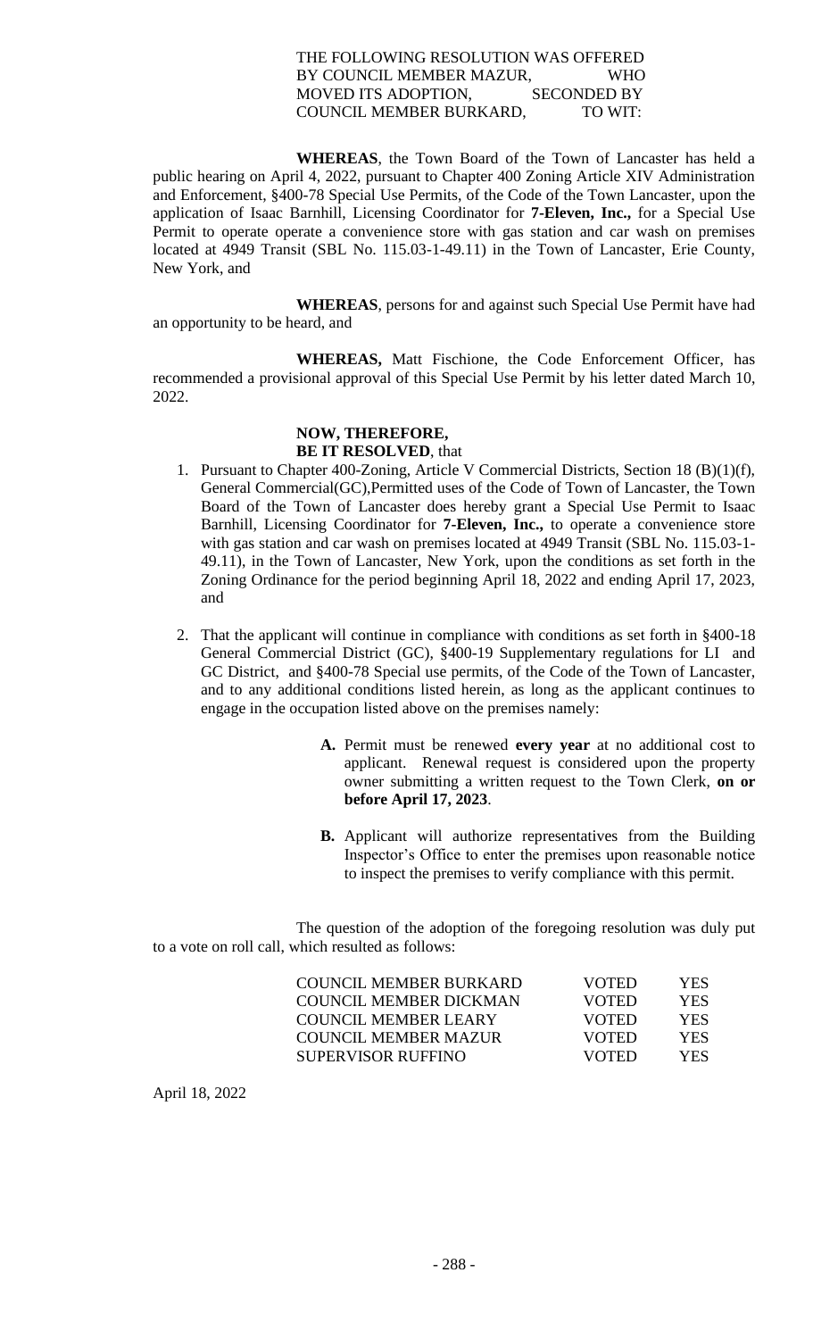THE FOLLOWING RESOLUTION WAS OFFERED BY COUNCIL MEMBER MAZUR, WHO MOVED ITS ADOPTION, SECONDED BY COUNCIL MEMBER BURKARD, TO WIT:

**WHEREAS**, the Town Board of the Town of Lancaster has held a public hearing on April 4, 2022, pursuant to Chapter 400 Zoning Article XIV Administration and Enforcement, §400-78 Special Use Permits, of the Code of the Town Lancaster, upon the application of Isaac Barnhill, Licensing Coordinator for **7-Eleven, Inc.,** for a Special Use Permit to operate operate a convenience store with gas station and car wash on premises located at 4949 Transit (SBL No. 115.03-1-49.11) in the Town of Lancaster, Erie County, New York, and

**WHEREAS**, persons for and against such Special Use Permit have had an opportunity to be heard, and

**WHEREAS,** Matt Fischione, the Code Enforcement Officer, has recommended a provisional approval of this Special Use Permit by his letter dated March 10, 2022.

**NOW, THEREFORE,**
**BE IT RESOLVED**, that

1. Pursuant to Chapter 400-Zoning, Article V Commercial Districts, Section 18 (B)(1)(f), General Commercial(GC),Permitted uses of the Code of Town of Lancaster, the Town Board of the Town of Lancaster does hereby grant a Special Use Permit to Isaac Barnhill, Licensing Coordinator for **7-Eleven, Inc.,** to operate a convenience store with gas station and car wash on premises located at 4949 Transit (SBL No. 115.03-1-49.11), in the Town of Lancaster, New York, upon the conditions as set forth in the Zoning Ordinance for the period beginning April 18, 2022 and ending April 17, 2023, and

2. That the applicant will continue in compliance with conditions as set forth in §400-18 General Commercial District (GC), §400-19 Supplementary regulations for LI and GC District, and §400-78 Special use permits, of the Code of the Town of Lancaster, and to any additional conditions listed herein, as long as the applicant continues to engage in the occupation listed above on the premises namely:

   **A.** Permit must be renewed **every year** at no additional cost to applicant. Renewal request is considered upon the property owner submitting a written request to the Town Clerk, **on or before April 17, 2023**.

   **B.** Applicant will authorize representatives from the Building Inspector's Office to enter the premises upon reasonable notice to inspect the premises to verify compliance with this permit.

The question of the adoption of the foregoing resolution was duly put to a vote on roll call, which resulted as follows:

| | | |
|---|---|---|
| COUNCIL MEMBER BURKARD | VOTED | YES |
| COUNCIL MEMBER DICKMAN | VOTED | YES |
| COUNCIL MEMBER LEARY | VOTED | YES |
| COUNCIL MEMBER MAZUR | VOTED | YES |
| SUPERVISOR RUFFINO | VOTED | YES |

April 18, 2022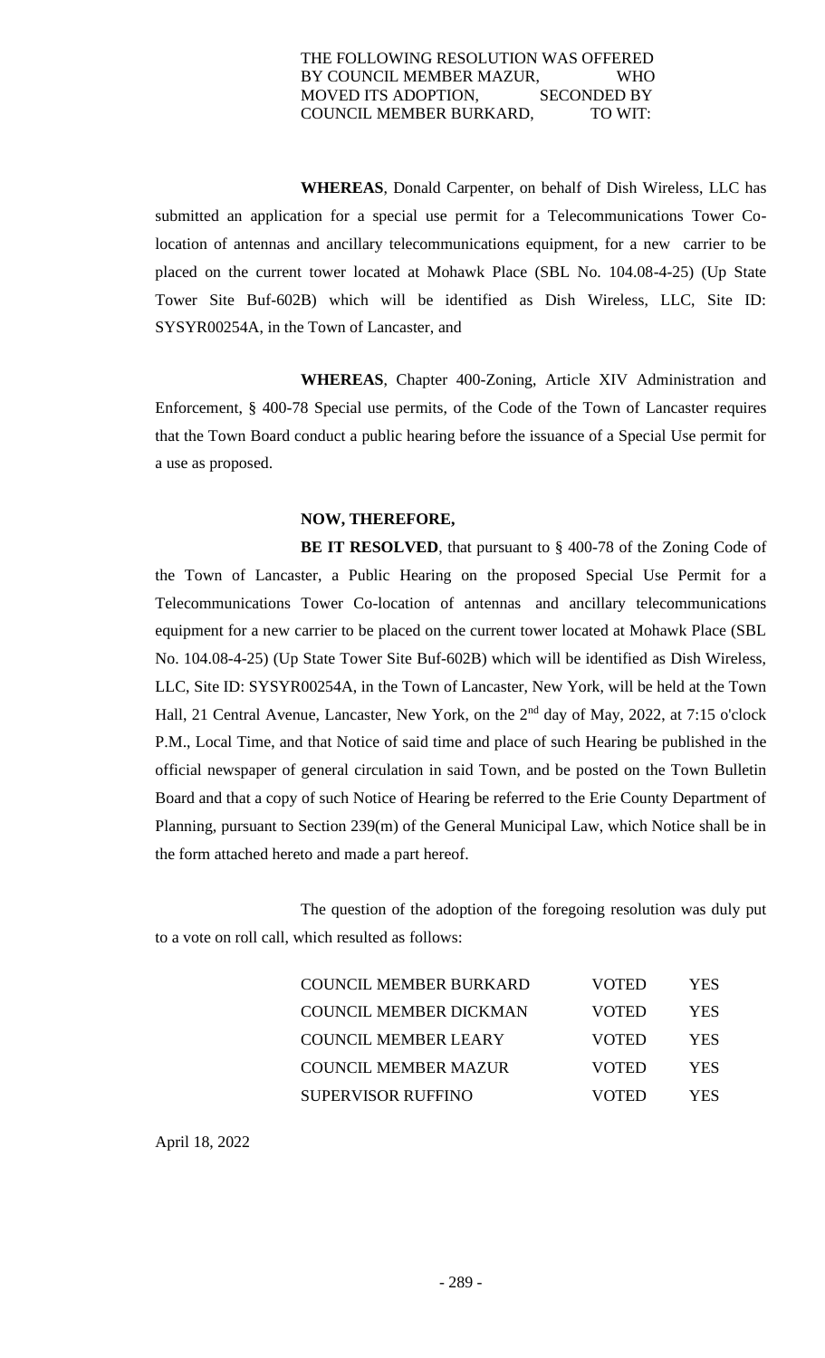THE FOLLOWING RESOLUTION WAS OFFERED BY COUNCIL MEMBER MAZUR, WHO MOVED ITS ADOPTION, SECONDED BY COUNCIL MEMBER BURKARD, TO WIT:

**WHEREAS**, Donald Carpenter, on behalf of Dish Wireless, LLC has submitted an application for a special use permit for a Telecommunications Tower Co-location of antennas and ancillary telecommunications equipment, for a new carrier to be placed on the current tower located at Mohawk Place (SBL No. 104.08-4-25) (Up State Tower Site Buf-602B) which will be identified as Dish Wireless, LLC, Site ID: SYSYR00254A, in the Town of Lancaster, and

**WHEREAS**, Chapter 400-Zoning, Article XIV Administration and Enforcement, § 400-78 Special use permits, of the Code of the Town of Lancaster requires that the Town Board conduct a public hearing before the issuance of a Special Use permit for a use as proposed.

**NOW, THEREFORE,**

**BE IT RESOLVED**, that pursuant to § 400-78 of the Zoning Code of the Town of Lancaster, a Public Hearing on the proposed Special Use Permit for a Telecommunications Tower Co-location of antennas and ancillary telecommunications equipment for a new carrier to be placed on the current tower located at Mohawk Place (SBL No. 104.08-4-25) (Up State Tower Site Buf-602B) which will be identified as Dish Wireless, LLC, Site ID: SYSYR00254A, in the Town of Lancaster, New York, will be held at the Town Hall, 21 Central Avenue, Lancaster, New York, on the 2nd day of May, 2022, at 7:15 o'clock P.M., Local Time, and that Notice of said time and place of such Hearing be published in the official newspaper of general circulation in said Town, and be posted on the Town Bulletin Board and that a copy of such Notice of Hearing be referred to the Erie County Department of Planning, pursuant to Section 239(m) of the General Municipal Law, which Notice shall be in the form attached hereto and made a part hereof.

The question of the adoption of the foregoing resolution was duly put to a vote on roll call, which resulted as follows:

| | | |
|---|---|---|
| COUNCIL MEMBER BURKARD | VOTED | YES |
| COUNCIL MEMBER DICKMAN | VOTED | YES |
| COUNCIL MEMBER LEARY | VOTED | YES |
| COUNCIL MEMBER MAZUR | VOTED | YES |
| SUPERVISOR RUFFINO | VOTED | YES |

April 18, 2022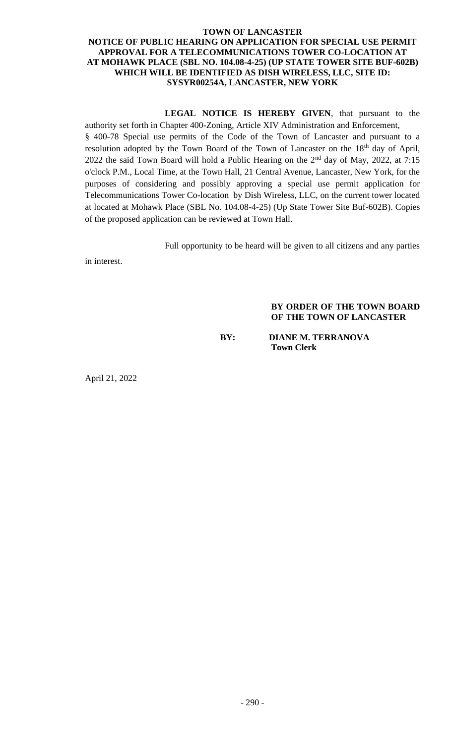**TOWN OF LANCASTER**
**NOTICE OF PUBLIC HEARING ON APPLICATION FOR SPECIAL USE PERMIT APPROVAL FOR A TELECOMMUNICATIONS TOWER CO-LOCATION AT AT MOHAWK PLACE (SBL NO. 104.08-4-25) (UP STATE TOWER SITE BUF-602B) WHICH WILL BE IDENTIFIED AS DISH WIRELESS, LLC, SITE ID: SYSYR00254A, LANCASTER, NEW YORK**

**LEGAL NOTICE IS HEREBY GIVEN**, that pursuant to the authority set forth in Chapter 400-Zoning, Article XIV Administration and Enforcement, § 400-78 Special use permits of the Code of the Town of Lancaster and pursuant to a resolution adopted by the Town Board of the Town of Lancaster on the 18th day of April, 2022 the said Town Board will hold a Public Hearing on the 2nd day of May, 2022, at 7:15 o'clock P.M., Local Time, at the Town Hall, 21 Central Avenue, Lancaster, New York, for the purposes of considering and possibly approving a special use permit application for Telecommunications Tower Co-location by Dish Wireless, LLC, on the current tower located at located at Mohawk Place (SBL No. 104.08-4-25) (Up State Tower Site Buf-602B). Copies of the proposed application can be reviewed at Town Hall.

Full opportunity to be heard will be given to all citizens and any parties in interest.

**BY ORDER OF THE TOWN BOARD OF THE TOWN OF LANCASTER**

**BY: DIANE M. TERRANOVA**
**Town Clerk**

April 21, 2022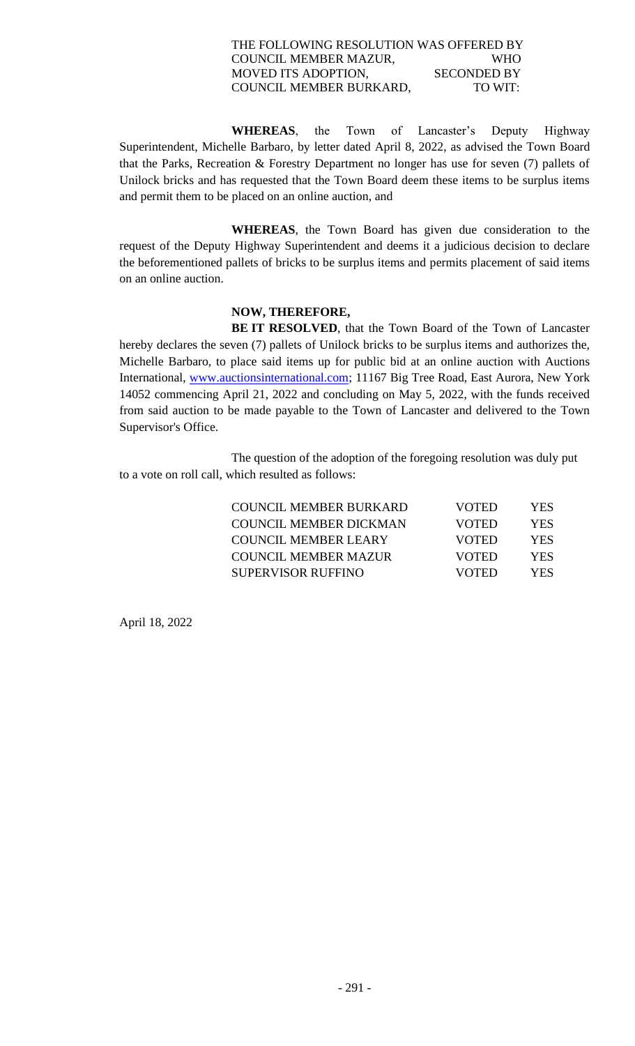THE FOLLOWING RESOLUTION WAS OFFERED BY COUNCIL MEMBER MAZUR, WHO MOVED ITS ADOPTION, SECONDED BY COUNCIL MEMBER BURKARD, TO WIT:

**WHEREAS**, the Town of Lancaster's Deputy Highway Superintendent, Michelle Barbaro, by letter dated April 8, 2022, as advised the Town Board that the Parks, Recreation & Forestry Department no longer has use for seven (7) pallets of Unilock bricks and has requested that the Town Board deem these items to be surplus items and permit them to be placed on an online auction, and

**WHEREAS**, the Town Board has given due consideration to the request of the Deputy Highway Superintendent and deems it a judicious decision to declare the beforementioned pallets of bricks to be surplus items and permits placement of said items on an online auction.

**NOW, THEREFORE,**

**BE IT RESOLVED**, that the Town Board of the Town of Lancaster hereby declares the seven (7) pallets of Unilock bricks to be surplus items and authorizes the, Michelle Barbaro, to place said items up for public bid at an online auction with Auctions International, www.auctionsinternational.com; 11167 Big Tree Road, East Aurora, New York 14052 commencing April 21, 2022 and concluding on May 5, 2022, with the funds received from said auction to be made payable to the Town of Lancaster and delivered to the Town Supervisor's Office.

The question of the adoption of the foregoing resolution was duly put to a vote on roll call, which resulted as follows:

| | | |
|---|---|---|
| COUNCIL MEMBER BURKARD | VOTED | YES |
| COUNCIL MEMBER DICKMAN | VOTED | YES |
| COUNCIL MEMBER LEARY | VOTED | YES |
| COUNCIL MEMBER MAZUR | VOTED | YES |
| SUPERVISOR RUFFINO | VOTED | YES |

April 18, 2022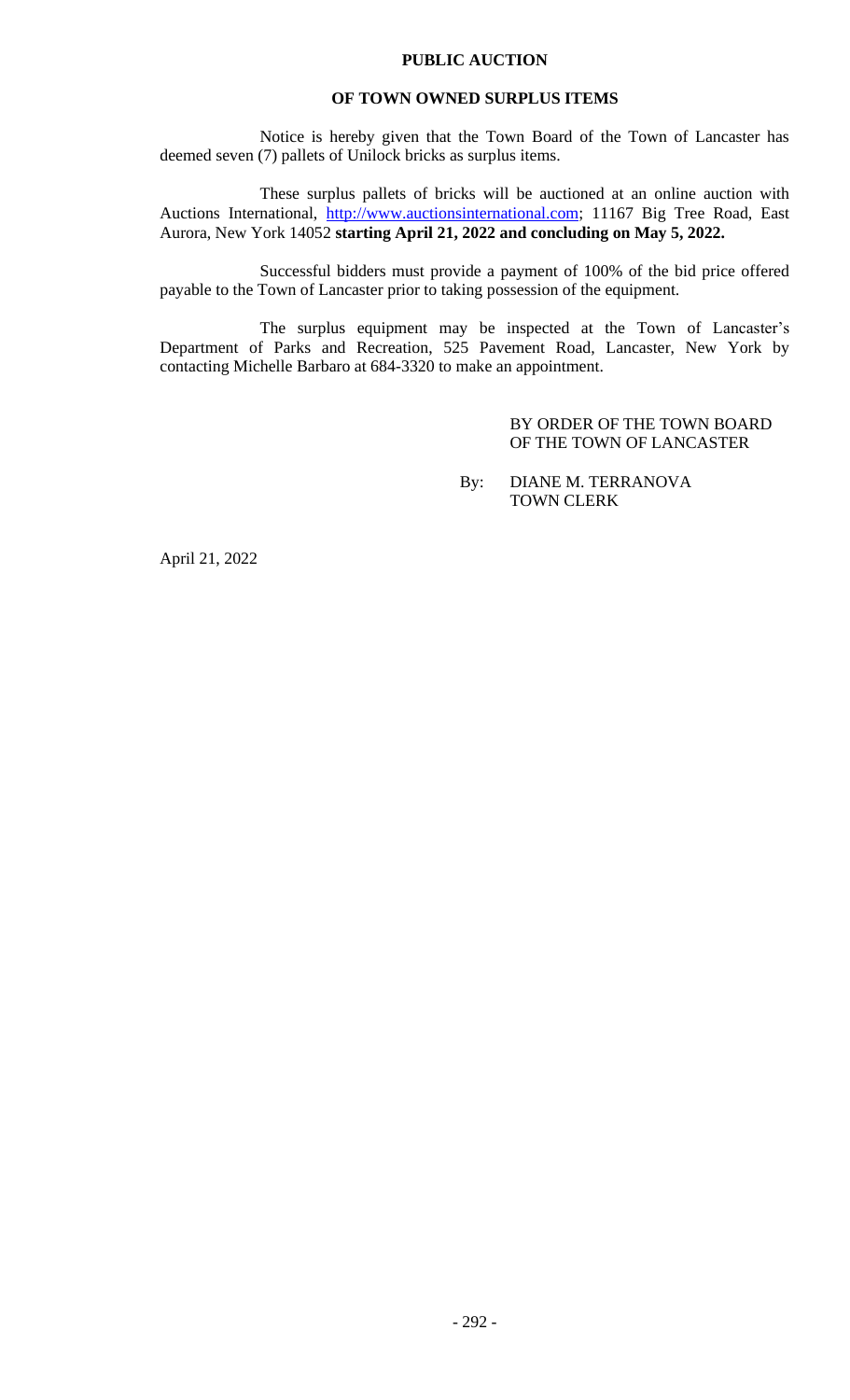# PUBLIC AUCTION

## OF TOWN OWNED SURPLUS ITEMS

Notice is hereby given that the Town Board of the Town of Lancaster has deemed seven (7) pallets of Unilock bricks as surplus items.

These surplus pallets of bricks will be auctioned at an online auction with Auctions International, http://www.auctionsinternational.com; 11167 Big Tree Road, East Aurora, New York 14052 **starting April 21, 2022 and concluding on May 5, 2022.**

Successful bidders must provide a payment of 100% of the bid price offered payable to the Town of Lancaster prior to taking possession of the equipment.

The surplus equipment may be inspected at the Town of Lancaster's Department of Parks and Recreation, 525 Pavement Road, Lancaster, New York by contacting Michelle Barbaro at 684-3320 to make an appointment.

BY ORDER OF THE TOWN BOARD
OF THE TOWN OF LANCASTER

By: DIANE M. TERRANOVA
TOWN CLERK

April 21, 2022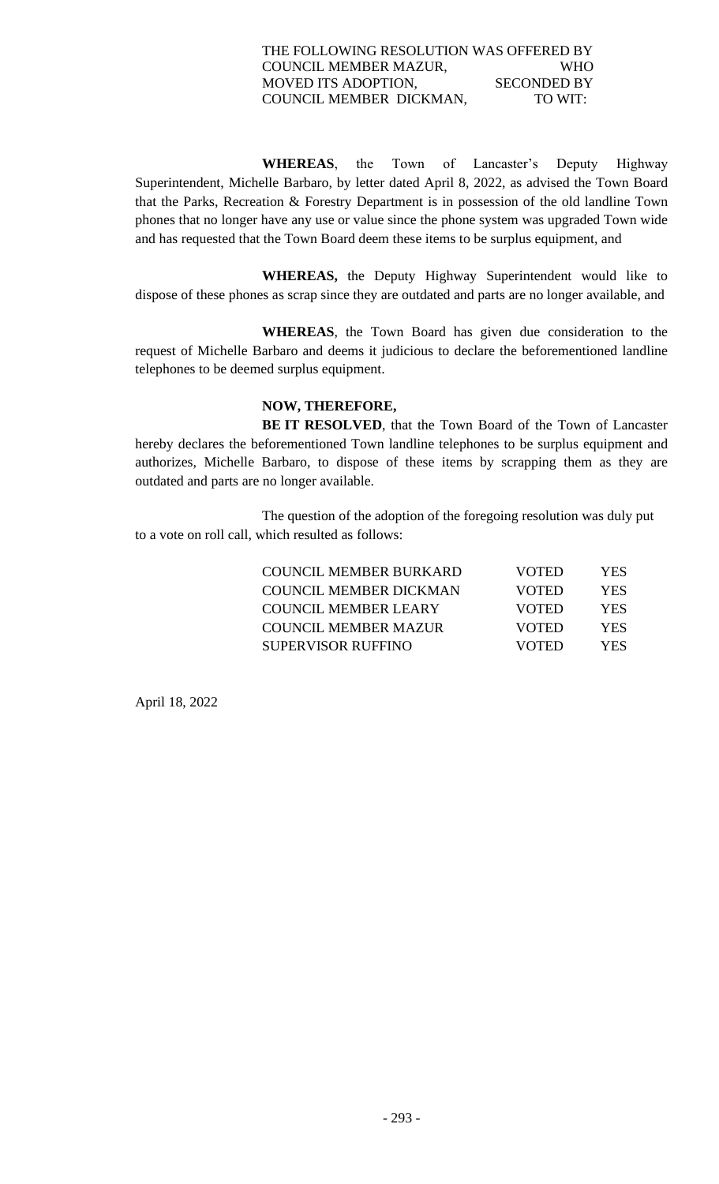THE FOLLOWING RESOLUTION WAS OFFERED BY COUNCIL MEMBER MAZUR, WHO MOVED ITS ADOPTION, SECONDED BY COUNCIL MEMBER DICKMAN, TO WIT:

**WHEREAS**, the Town of Lancaster's Deputy Highway Superintendent, Michelle Barbaro, by letter dated April 8, 2022, as advised the Town Board that the Parks, Recreation & Forestry Department is in possession of the old landline Town phones that no longer have any use or value since the phone system was upgraded Town wide and has requested that the Town Board deem these items to be surplus equipment, and

**WHEREAS,** the Deputy Highway Superintendent would like to dispose of these phones as scrap since they are outdated and parts are no longer available, and

**WHEREAS**, the Town Board has given due consideration to the request of Michelle Barbaro and deems it judicious to declare the beforementioned landline telephones to be deemed surplus equipment.

**NOW, THEREFORE,**

**BE IT RESOLVED**, that the Town Board of the Town of Lancaster hereby declares the beforementioned Town landline telephones to be surplus equipment and authorizes, Michelle Barbaro, to dispose of these items by scrapping them as they are outdated and parts are no longer available.

The question of the adoption of the foregoing resolution was duly put to a vote on roll call, which resulted as follows:

| | | |
|---|---|---|
| COUNCIL MEMBER BURKARD | VOTED | YES |
| COUNCIL MEMBER DICKMAN | VOTED | YES |
| COUNCIL MEMBER LEARY | VOTED | YES |
| COUNCIL MEMBER MAZUR | VOTED | YES |
| SUPERVISOR RUFFINO | VOTED | YES |

April 18, 2022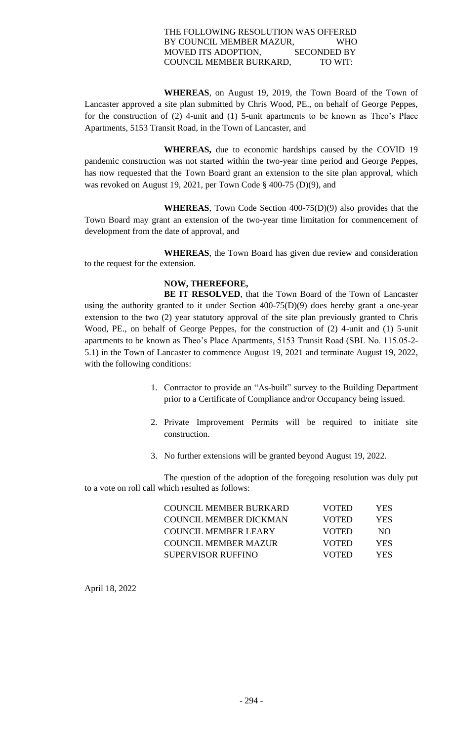THE FOLLOWING RESOLUTION WAS OFFERED BY COUNCIL MEMBER MAZUR, WHO MOVED ITS ADOPTION, SECONDED BY COUNCIL MEMBER BURKARD, TO WIT:

**WHEREAS**, on August 19, 2019, the Town Board of the Town of Lancaster approved a site plan submitted by Chris Wood, PE., on behalf of George Peppes, for the construction of (2) 4-unit and (1) 5-unit apartments to be known as Theo's Place Apartments, 5153 Transit Road, in the Town of Lancaster, and

**WHEREAS,** due to economic hardships caused by the COVID 19 pandemic construction was not started within the two-year time period and George Peppes, has now requested that the Town Board grant an extension to the site plan approval, which was revoked on August 19, 2021, per Town Code § 400-75 (D)(9), and

**WHEREAS**, Town Code Section 400-75(D)(9) also provides that the Town Board may grant an extension of the two-year time limitation for commencement of development from the date of approval, and

**WHEREAS**, the Town Board has given due review and consideration to the request for the extension.

**NOW, THEREFORE,**

**BE IT RESOLVED**, that the Town Board of the Town of Lancaster using the authority granted to it under Section 400-75(D)(9) does hereby grant a one-year extension to the two (2) year statutory approval of the site plan previously granted to Chris Wood, PE., on behalf of George Peppes, for the construction of (2) 4-unit and (1) 5-unit apartments to be known as Theo's Place Apartments, 5153 Transit Road (SBL No. 115.05-2-5.1) in the Town of Lancaster to commence August 19, 2021 and terminate August 19, 2022, with the following conditions:

1. Contractor to provide an "As-built" survey to the Building Department prior to a Certificate of Compliance and/or Occupancy being issued.

2. Private Improvement Permits will be required to initiate site construction.

3. No further extensions will be granted beyond August 19, 2022.

The question of the adoption of the foregoing resolution was duly put to a vote on roll call which resulted as follows:

| | | |
|---|---|---|
| COUNCIL MEMBER BURKARD | VOTED | YES |
| COUNCIL MEMBER DICKMAN | VOTED | YES |
| COUNCIL MEMBER LEARY | VOTED | NO |
| COUNCIL MEMBER MAZUR | VOTED | YES |
| SUPERVISOR RUFFINO | VOTED | YES |

April 18, 2022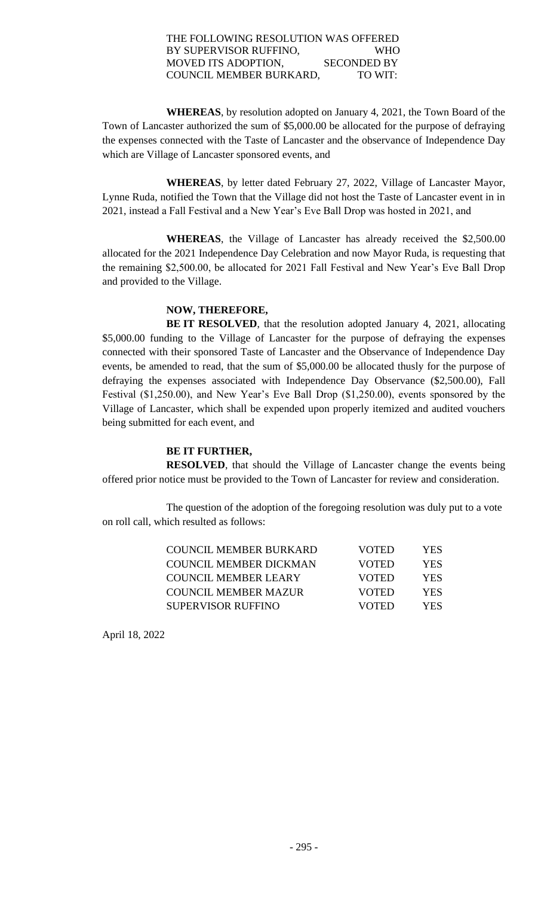THE FOLLOWING RESOLUTION WAS OFFERED BY SUPERVISOR RUFFINO, WHO MOVED ITS ADOPTION, SECONDED BY COUNCIL MEMBER BURKARD, TO WIT:

**WHEREAS**, by resolution adopted on January 4, 2021, the Town Board of the Town of Lancaster authorized the sum of $5,000.00 be allocated for the purpose of defraying the expenses connected with the Taste of Lancaster and the observance of Independence Day which are Village of Lancaster sponsored events, and

**WHEREAS**, by letter dated February 27, 2022, Village of Lancaster Mayor, Lynne Ruda, notified the Town that the Village did not host the Taste of Lancaster event in in 2021, instead a Fall Festival and a New Year's Eve Ball Drop was hosted in 2021, and

**WHEREAS**, the Village of Lancaster has already received the $2,500.00 allocated for the 2021 Independence Day Celebration and now Mayor Ruda, is requesting that the remaining $2,500.00, be allocated for 2021 Fall Festival and New Year's Eve Ball Drop and provided to the Village.

**NOW, THEREFORE,**

**BE IT RESOLVED**, that the resolution adopted January 4, 2021, allocating $5,000.00 funding to the Village of Lancaster for the purpose of defraying the expenses connected with their sponsored Taste of Lancaster and the Observance of Independence Day events, be amended to read, that the sum of $5,000.00 be allocated thusly for the purpose of defraying the expenses associated with Independence Day Observance ($2,500.00), Fall Festival ($1,250.00), and New Year's Eve Ball Drop ($1,250.00), events sponsored by the Village of Lancaster, which shall be expended upon properly itemized and audited vouchers being submitted for each event, and

**BE IT FURTHER,**

**RESOLVED**, that should the Village of Lancaster change the events being offered prior notice must be provided to the Town of Lancaster for review and consideration.

The question of the adoption of the foregoing resolution was duly put to a vote on roll call, which resulted as follows:

| | | |
|---|---|---|
| COUNCIL MEMBER BURKARD | VOTED | YES |
| COUNCIL MEMBER DICKMAN | VOTED | YES |
| COUNCIL MEMBER LEARY | VOTED | YES |
| COUNCIL MEMBER MAZUR | VOTED | YES |
| SUPERVISOR RUFFINO | VOTED | YES |

April 18, 2022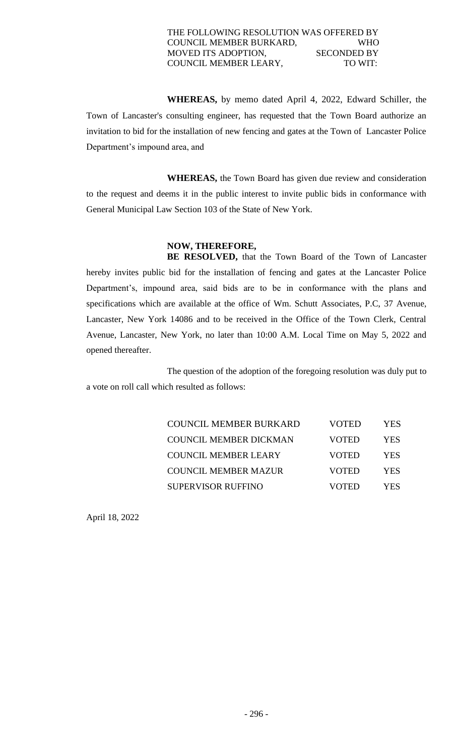THE FOLLOWING RESOLUTION WAS OFFERED BY COUNCIL MEMBER BURKARD, WHO MOVED ITS ADOPTION, SECONDED BY COUNCIL MEMBER LEARY, TO WIT:

**WHEREAS,** by memo dated April 4, 2022, Edward Schiller, the Town of Lancaster's consulting engineer, has requested that the Town Board authorize an invitation to bid for the installation of new fencing and gates at the Town of Lancaster Police Department's impound area, and

**WHEREAS,** the Town Board has given due review and consideration to the request and deems it in the public interest to invite public bids in conformance with General Municipal Law Section 103 of the State of New York.

**NOW, THEREFORE,**

**BE RESOLVED,** that the Town Board of the Town of Lancaster hereby invites public bid for the installation of fencing and gates at the Lancaster Police Department's, impound area, said bids are to be in conformance with the plans and specifications which are available at the office of Wm. Schutt Associates, P.C, 37 Avenue, Lancaster, New York 14086 and to be received in the Office of the Town Clerk, Central Avenue, Lancaster, New York, no later than 10:00 A.M. Local Time on May 5, 2022 and opened thereafter.

The question of the adoption of the foregoing resolution was duly put to a vote on roll call which resulted as follows:

| | | |
|---|---|---|
| COUNCIL MEMBER BURKARD | VOTED | YES |
| COUNCIL MEMBER DICKMAN | VOTED | YES |
| COUNCIL MEMBER LEARY | VOTED | YES |
| COUNCIL MEMBER MAZUR | VOTED | YES |
| SUPERVISOR RUFFINO | VOTED | YES |

April 18, 2022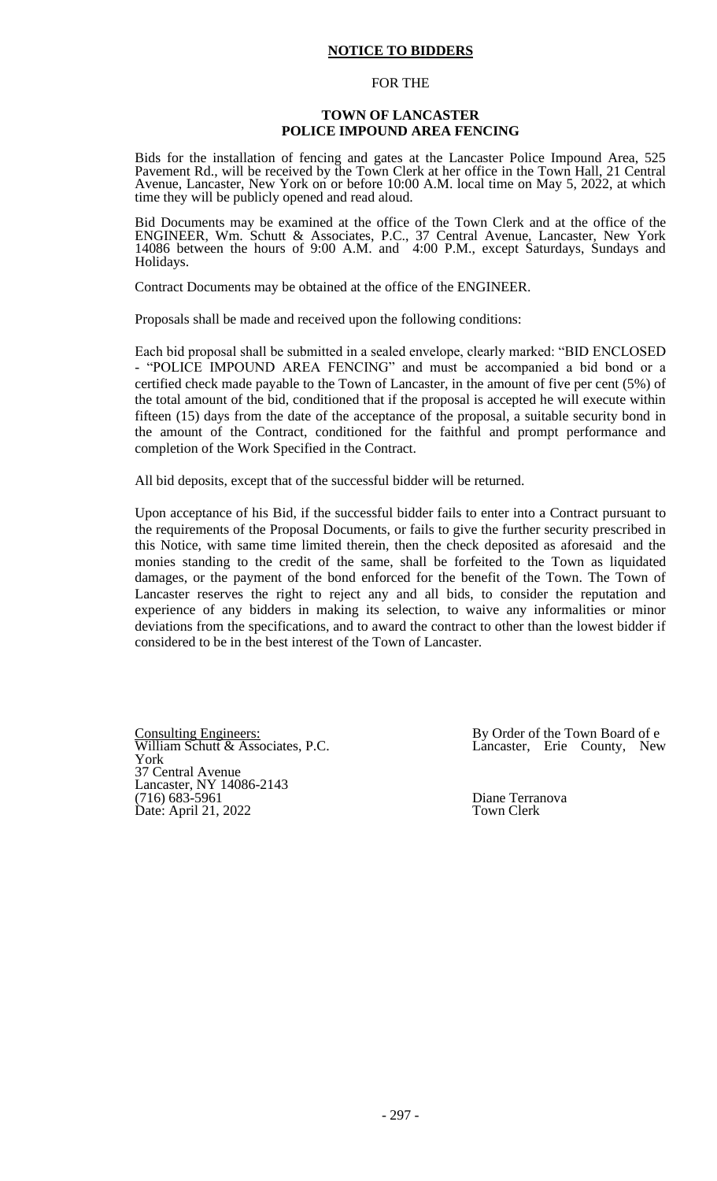# NOTICE TO BIDDERS

FOR THE

**TOWN OF LANCASTER**
**POLICE IMPOUND AREA FENCING**

Bids for the installation of fencing and gates at the Lancaster Police Impound Area, 525 Pavement Rd., will be received by the Town Clerk at her office in the Town Hall, 21 Central Avenue, Lancaster, New York on or before 10:00 A.M. local time on May 5, 2022, at which time they will be publicly opened and read aloud.

Bid Documents may be examined at the office of the Town Clerk and at the office of the ENGINEER, Wm. Schutt & Associates, P.C., 37 Central Avenue, Lancaster, New York 14086 between the hours of 9:00 A.M. and 4:00 P.M., except Saturdays, Sundays and Holidays.

Contract Documents may be obtained at the office of the ENGINEER.

Proposals shall be made and received upon the following conditions:

Each bid proposal shall be submitted in a sealed envelope, clearly marked: "BID ENCLOSED - "POLICE IMPOUND AREA FENCING" and must be accompanied a bid bond or a certified check made payable to the Town of Lancaster, in the amount of five per cent (5%) of the total amount of the bid, conditioned that if the proposal is accepted he will execute within fifteen (15) days from the date of the acceptance of the proposal, a suitable security bond in the amount of the Contract, conditioned for the faithful and prompt performance and completion of the Work Specified in the Contract.

All bid deposits, except that of the successful bidder will be returned.

Upon acceptance of his Bid, if the successful bidder fails to enter into a Contract pursuant to the requirements of the Proposal Documents, or fails to give the further security prescribed in this Notice, with same time limited therein, then the check deposited as aforesaid and the monies standing to the credit of the same, shall be forfeited to the Town as liquidated damages, or the payment of the bond enforced for the benefit of the Town. The Town of Lancaster reserves the right to reject any and all bids, to consider the reputation and experience of any bidders in making its selection, to waive any informalities or minor deviations from the specifications, and to award the contract to other than the lowest bidder if considered to be in the best interest of the Town of Lancaster.

Consulting Engineers:
William Schutt & Associates, P.C.
37 Central Avenue
Lancaster, NY 14086-2143
(716) 683-5961
Date: April 21, 2022

By Order of the Town Board of e Lancaster, Erie County, New York

Diane Terranova
Town Clerk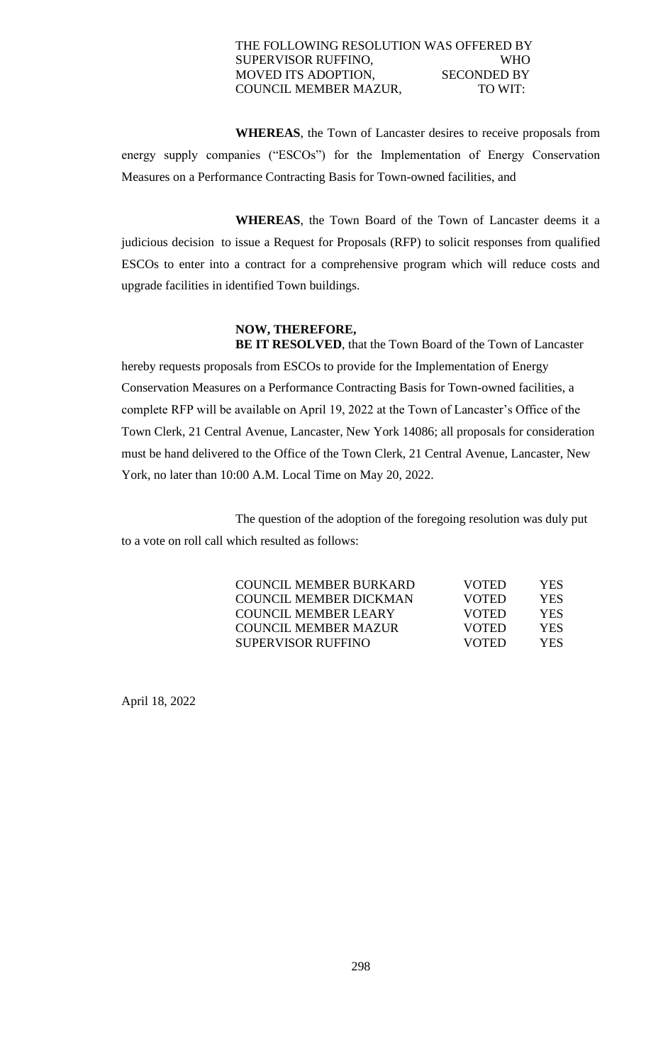THE FOLLOWING RESOLUTION WAS OFFERED BY SUPERVISOR RUFFINO, WHO MOVED ITS ADOPTION, SECONDED BY COUNCIL MEMBER MAZUR, TO WIT:

**WHEREAS**, the Town of Lancaster desires to receive proposals from energy supply companies ("ESCOs") for the Implementation of Energy Conservation Measures on a Performance Contracting Basis for Town-owned facilities, and

**WHEREAS**, the Town Board of the Town of Lancaster deems it a judicious decision to issue a Request for Proposals (RFP) to solicit responses from qualified ESCOs to enter into a contract for a comprehensive program which will reduce costs and upgrade facilities in identified Town buildings.

**NOW, THEREFORE,**

**BE IT RESOLVED**, that the Town Board of the Town of Lancaster hereby requests proposals from ESCOs to provide for the Implementation of Energy Conservation Measures on a Performance Contracting Basis for Town-owned facilities, a complete RFP will be available on April 19, 2022 at the Town of Lancaster's Office of the Town Clerk, 21 Central Avenue, Lancaster, New York 14086; all proposals for consideration must be hand delivered to the Office of the Town Clerk, 21 Central Avenue, Lancaster, New York, no later than 10:00 A.M. Local Time on May 20, 2022.

The question of the adoption of the foregoing resolution was duly put to a vote on roll call which resulted as follows:

| | | |
|---|---|---|
| COUNCIL MEMBER BURKARD | VOTED | YES |
| COUNCIL MEMBER DICKMAN | VOTED | YES |
| COUNCIL MEMBER LEARY | VOTED | YES |
| COUNCIL MEMBER MAZUR | VOTED | YES |
| SUPERVISOR RUFFINO | VOTED | YES |

April 18, 2022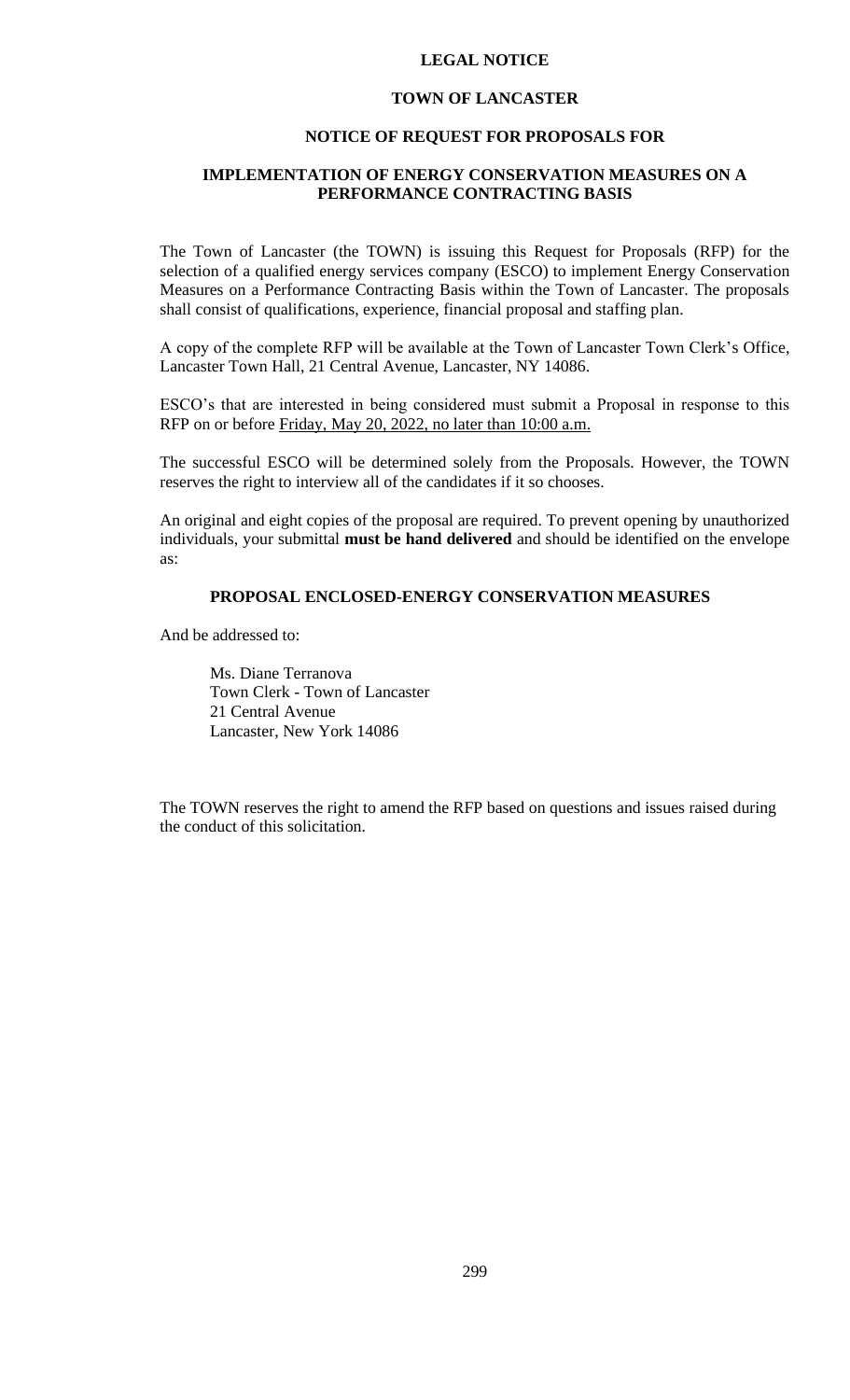# LEGAL NOTICE

## TOWN OF LANCASTER

### NOTICE OF REQUEST FOR PROPOSALS FOR

### IMPLEMENTATION OF ENERGY CONSERVATION MEASURES ON A PERFORMANCE CONTRACTING BASIS

The Town of Lancaster (the TOWN) is issuing this Request for Proposals (RFP) for the selection of a qualified energy services company (ESCO) to implement Energy Conservation Measures on a Performance Contracting Basis within the Town of Lancaster. The proposals shall consist of qualifications, experience, financial proposal and staffing plan.

A copy of the complete RFP will be available at the Town of Lancaster Town Clerk's Office, Lancaster Town Hall, 21 Central Avenue, Lancaster, NY 14086.

ESCO's that are interested in being considered must submit a Proposal in response to this RFP on or before Friday, May 20, 2022, no later than 10:00 a.m.

The successful ESCO will be determined solely from the Proposals. However, the TOWN reserves the right to interview all of the candidates if it so chooses.

An original and eight copies of the proposal are required. To prevent opening by unauthorized individuals, your submittal **must be hand delivered** and should be identified on the envelope as:

**PROPOSAL ENCLOSED-ENERGY CONSERVATION MEASURES**

And be addressed to:

Ms. Diane Terranova  
Town Clerk - Town of Lancaster  
21 Central Avenue  
Lancaster, New York 14086

The TOWN reserves the right to amend the RFP based on questions and issues raised during the conduct of this solicitation.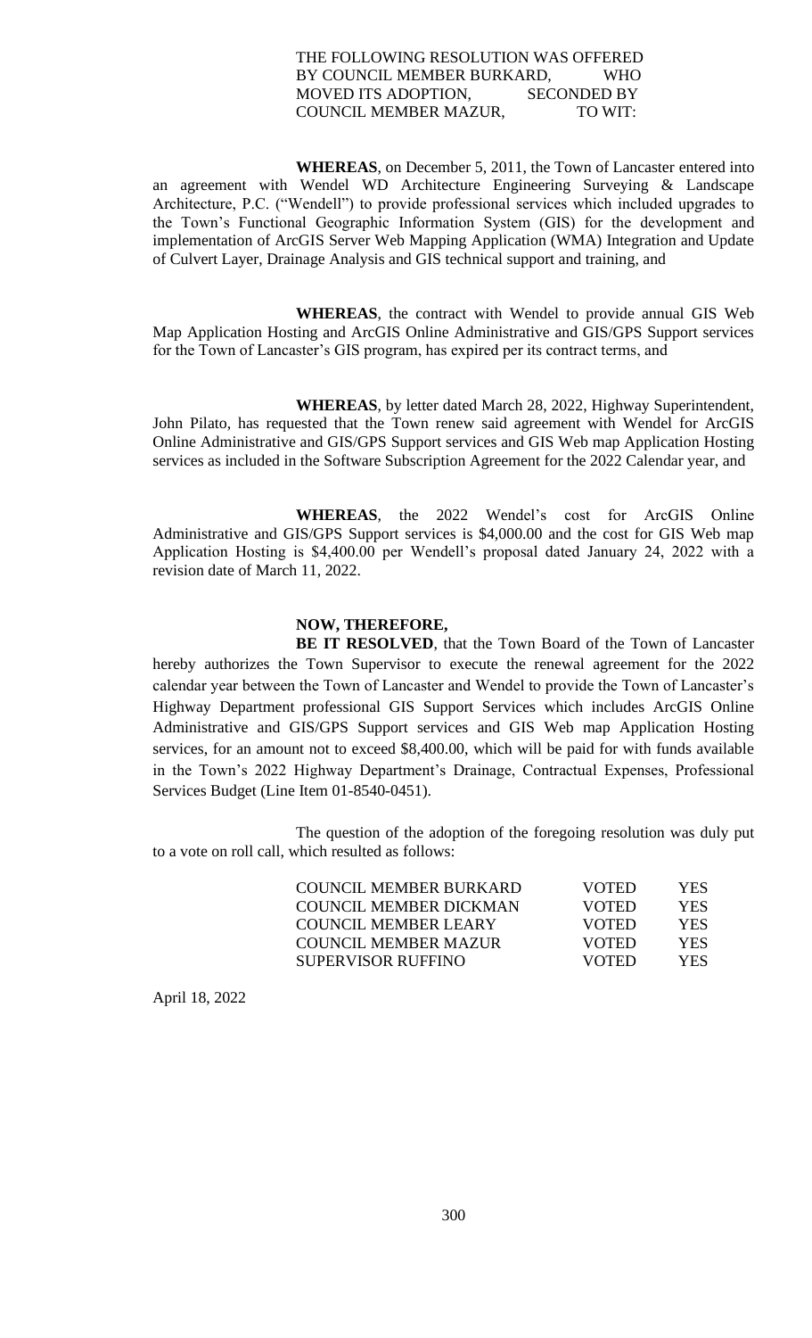THE FOLLOWING RESOLUTION WAS OFFERED BY COUNCIL MEMBER BURKARD, WHO MOVED ITS ADOPTION, SECONDED BY COUNCIL MEMBER MAZUR, TO WIT:

**WHEREAS**, on December 5, 2011, the Town of Lancaster entered into an agreement with Wendel WD Architecture Engineering Surveying & Landscape Architecture, P.C. ("Wendell") to provide professional services which included upgrades to the Town's Functional Geographic Information System (GIS) for the development and implementation of ArcGIS Server Web Mapping Application (WMA) Integration and Update of Culvert Layer, Drainage Analysis and GIS technical support and training, and

**WHEREAS**, the contract with Wendel to provide annual GIS Web Map Application Hosting and ArcGIS Online Administrative and GIS/GPS Support services for the Town of Lancaster's GIS program, has expired per its contract terms, and

**WHEREAS**, by letter dated March 28, 2022, Highway Superintendent, John Pilato, has requested that the Town renew said agreement with Wendel for ArcGIS Online Administrative and GIS/GPS Support services and GIS Web map Application Hosting services as included in the Software Subscription Agreement for the 2022 Calendar year, and

**WHEREAS**, the 2022 Wendel's cost for ArcGIS Online Administrative and GIS/GPS Support services is $4,000.00 and the cost for GIS Web map Application Hosting is $4,400.00 per Wendell's proposal dated January 24, 2022 with a revision date of March 11, 2022.

**NOW, THEREFORE,**

**BE IT RESOLVED**, that the Town Board of the Town of Lancaster hereby authorizes the Town Supervisor to execute the renewal agreement for the 2022 calendar year between the Town of Lancaster and Wendel to provide the Town of Lancaster's Highway Department professional GIS Support Services which includes ArcGIS Online Administrative and GIS/GPS Support services and GIS Web map Application Hosting services, for an amount not to exceed $8,400.00, which will be paid for with funds available in the Town's 2022 Highway Department's Drainage, Contractual Expenses, Professional Services Budget (Line Item 01-8540-0451).

The question of the adoption of the foregoing resolution was duly put to a vote on roll call, which resulted as follows:

| | | |
|---|---|---|
| COUNCIL MEMBER BURKARD | VOTED | YES |
| COUNCIL MEMBER DICKMAN | VOTED | YES |
| COUNCIL MEMBER LEARY | VOTED | YES |
| COUNCIL MEMBER MAZUR | VOTED | YES |
| SUPERVISOR RUFFINO | VOTED | YES |

April 18, 2022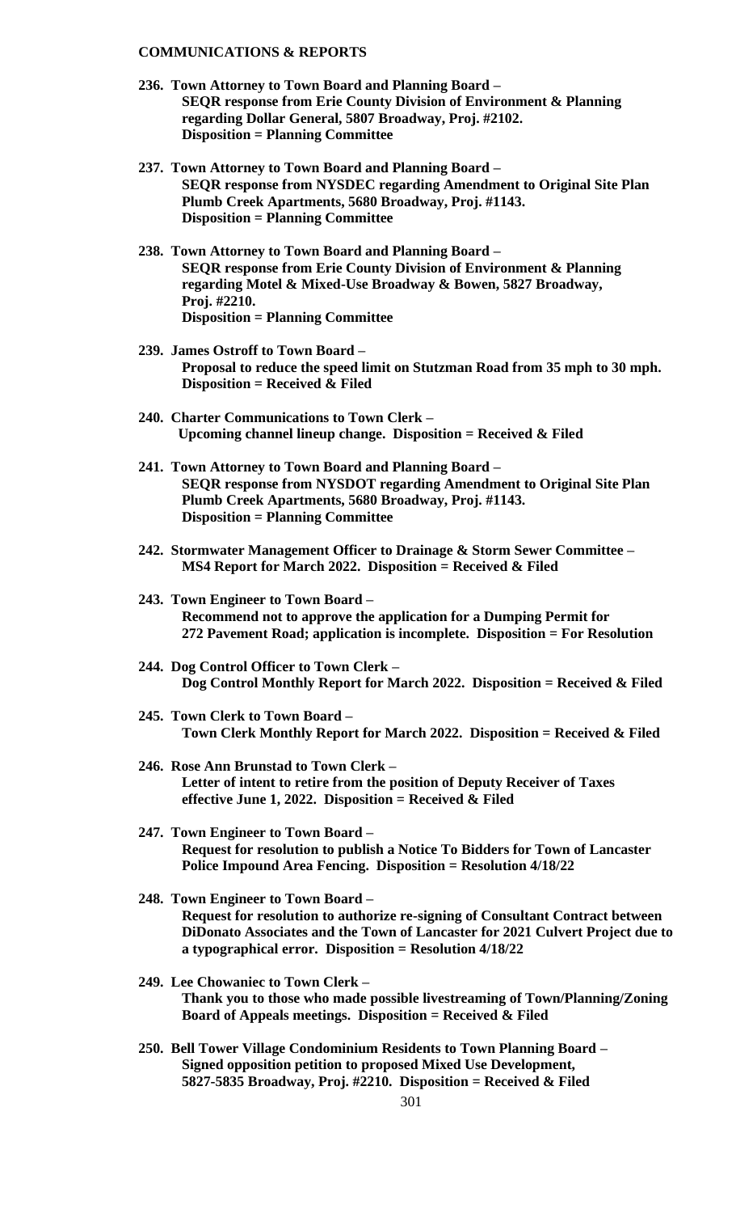**COMMUNICATIONS & REPORTS**

**236. Town Attorney to Town Board and Planning Board –**
**SEQR response from Erie County Division of Environment & Planning regarding Dollar General, 5807 Broadway, Proj. #2102.**
**Disposition = Planning Committee**

**237. Town Attorney to Town Board and Planning Board –**
**SEQR response from NYSDEC regarding Amendment to Original Site Plan Plumb Creek Apartments, 5680 Broadway, Proj. #1143.**
**Disposition = Planning Committee**

**238. Town Attorney to Town Board and Planning Board –**
**SEQR response from Erie County Division of Environment & Planning regarding Motel & Mixed-Use Broadway & Bowen, 5827 Broadway, Proj. #2210.**
**Disposition = Planning Committee**

**239. James Ostroff to Town Board –**
**Proposal to reduce the speed limit on Stutzman Road from 35 mph to 30 mph.**
**Disposition = Received & Filed**

**240. Charter Communications to Town Clerk –**
**Upcoming channel lineup change. Disposition = Received & Filed**

**241. Town Attorney to Town Board and Planning Board –**
**SEQR response from NYSDOT regarding Amendment to Original Site Plan Plumb Creek Apartments, 5680 Broadway, Proj. #1143.**
**Disposition = Planning Committee**

**242. Stormwater Management Officer to Drainage & Storm Sewer Committee –**
**MS4 Report for March 2022. Disposition = Received & Filed**

**243. Town Engineer to Town Board –**
**Recommend not to approve the application for a Dumping Permit for 272 Pavement Road; application is incomplete. Disposition = For Resolution**

**244. Dog Control Officer to Town Clerk –**
**Dog Control Monthly Report for March 2022. Disposition = Received & Filed**

**245. Town Clerk to Town Board –**
**Town Clerk Monthly Report for March 2022. Disposition = Received & Filed**

**246. Rose Ann Brunstad to Town Clerk –**
**Letter of intent to retire from the position of Deputy Receiver of Taxes effective June 1, 2022. Disposition = Received & Filed**

**247. Town Engineer to Town Board –**
**Request for resolution to publish a Notice To Bidders for Town of Lancaster Police Impound Area Fencing. Disposition = Resolution 4/18/22**

**248. Town Engineer to Town Board –**
**Request for resolution to authorize re-signing of Consultant Contract between DiDonato Associates and the Town of Lancaster for 2021 Culvert Project due to a typographical error. Disposition = Resolution 4/18/22**

**249. Lee Chowaniec to Town Clerk –**
**Thank you to those who made possible livestreaming of Town/Planning/Zoning Board of Appeals meetings. Disposition = Received & Filed**

**250. Bell Tower Village Condominium Residents to Town Planning Board –**
**Signed opposition petition to proposed Mixed Use Development, 5827-5835 Broadway, Proj. #2210. Disposition = Received & Filed**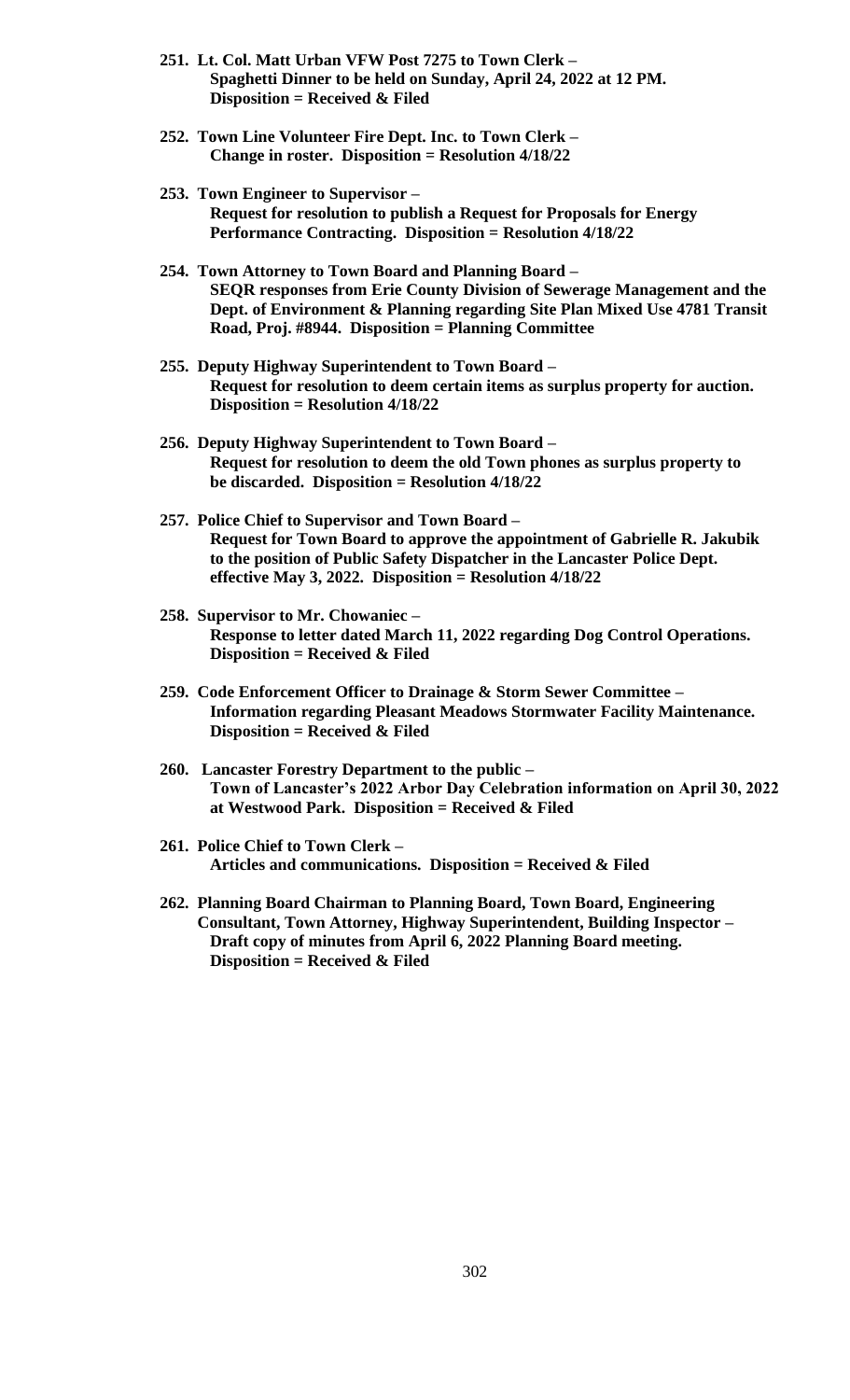**251. Lt. Col. Matt Urban VFW Post 7275 to Town Clerk –**
**Spaghetti Dinner to be held on Sunday, April 24, 2022 at 12 PM.**
**Disposition = Received & Filed**

**252. Town Line Volunteer Fire Dept. Inc. to Town Clerk –**
**Change in roster. Disposition = Resolution 4/18/22**

**253. Town Engineer to Supervisor –**
**Request for resolution to publish a Request for Proposals for Energy Performance Contracting. Disposition = Resolution 4/18/22**

**254. Town Attorney to Town Board and Planning Board –**
**SEQR responses from Erie County Division of Sewerage Management and the Dept. of Environment & Planning regarding Site Plan Mixed Use 4781 Transit Road, Proj. #8944. Disposition = Planning Committee**

**255. Deputy Highway Superintendent to Town Board –**
**Request for resolution to deem certain items as surplus property for auction. Disposition = Resolution 4/18/22**

**256. Deputy Highway Superintendent to Town Board –**
**Request for resolution to deem the old Town phones as surplus property to be discarded. Disposition = Resolution 4/18/22**

**257. Police Chief to Supervisor and Town Board –**
**Request for Town Board to approve the appointment of Gabrielle R. Jakubik to the position of Public Safety Dispatcher in the Lancaster Police Dept. effective May 3, 2022. Disposition = Resolution 4/18/22**

**258. Supervisor to Mr. Chowaniec –**
**Response to letter dated March 11, 2022 regarding Dog Control Operations. Disposition = Received & Filed**

**259. Code Enforcement Officer to Drainage & Storm Sewer Committee –**
**Information regarding Pleasant Meadows Stormwater Facility Maintenance. Disposition = Received & Filed**

**260. Lancaster Forestry Department to the public –**
**Town of Lancaster's 2022 Arbor Day Celebration information on April 30, 2022 at Westwood Park. Disposition = Received & Filed**

**261. Police Chief to Town Clerk –**
**Articles and communications. Disposition = Received & Filed**

**262. Planning Board Chairman to Planning Board, Town Board, Engineering Consultant, Town Attorney, Highway Superintendent, Building Inspector –**
**Draft copy of minutes from April 6, 2022 Planning Board meeting. Disposition = Received & Filed**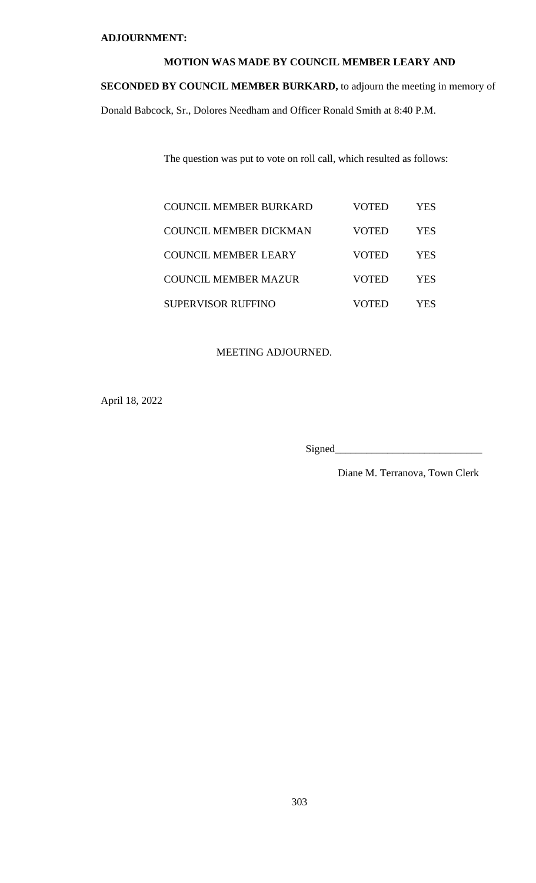**ADJOURNMENT:**

**MOTION WAS MADE BY COUNCIL MEMBER LEARY AND SECONDED BY COUNCIL MEMBER BURKARD,** to adjourn the meeting in memory of Donald Babcock, Sr., Dolores Needham and Officer Ronald Smith at 8:40 P.M.

The question was put to vote on roll call, which resulted as follows:

| | | |
|---|---|---|
| COUNCIL MEMBER BURKARD | VOTED | YES |
| COUNCIL MEMBER DICKMAN | VOTED | YES |
| COUNCIL MEMBER LEARY | VOTED | YES |
| COUNCIL MEMBER MAZUR | VOTED | YES |
| SUPERVISOR RUFFINO | VOTED | YES |

MEETING ADJOURNED.

April 18, 2022

Signed___________________________

Diane M. Terranova, Town Clerk